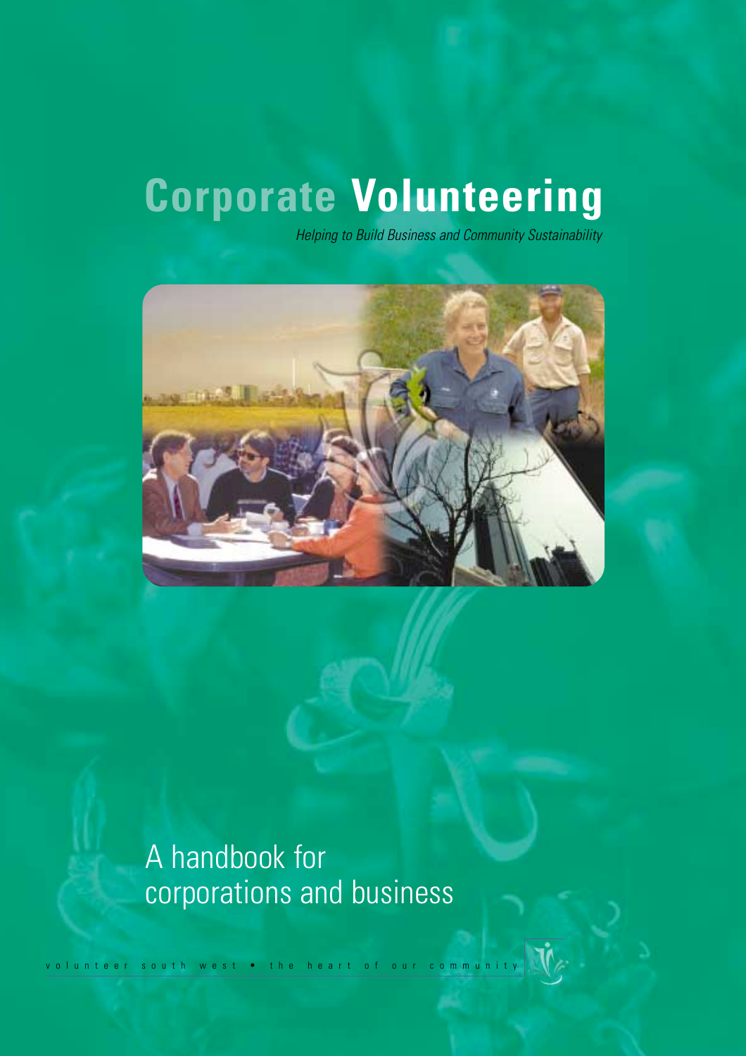# Corporate Volunteering

*Helping to Build Business and Community Sustainability*

A handbook for corporations and business

volunteer south west • the heart of our community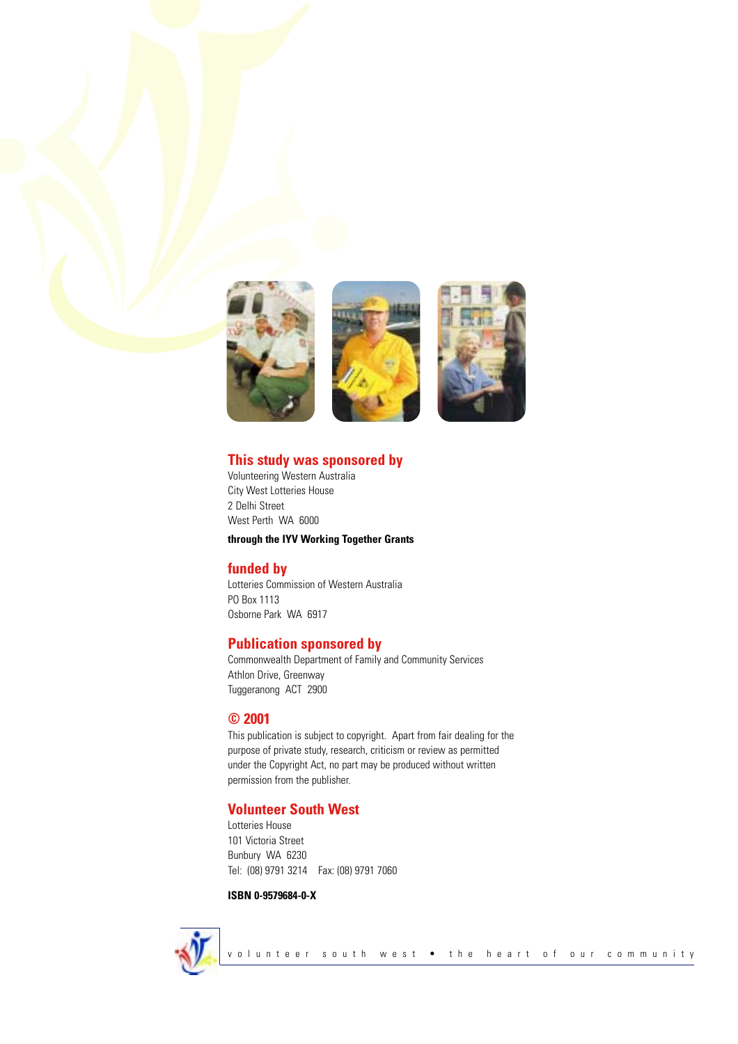## This study was sponsored by

Volunteering Western Australia
City West Lotteries House
2 Delhi Street
West Perth WA 6000

**through the IYV Working Together Grants**

## funded by

Lotteries Commission of Western Australia
PO Box 1113
Osborne Park WA 6917

## Publication sponsored by

Commonwealth Department of Family and Community Services
Athlon Drive, Greenway
Tuggeranong ACT 2900

## © 2001

This publication is subject to copyright. Apart from fair dealing for the purpose of private study, research, criticism or review as permitted under the Copyright Act, no part may be produced without written permission from the publisher.

## Volunteer South West

Lotteries House
101 Victoria Street
Bunbury WA 6230
Tel: (08) 9791 3214 Fax: (08) 9791 7060

**ISBN 0-9579684-0-X**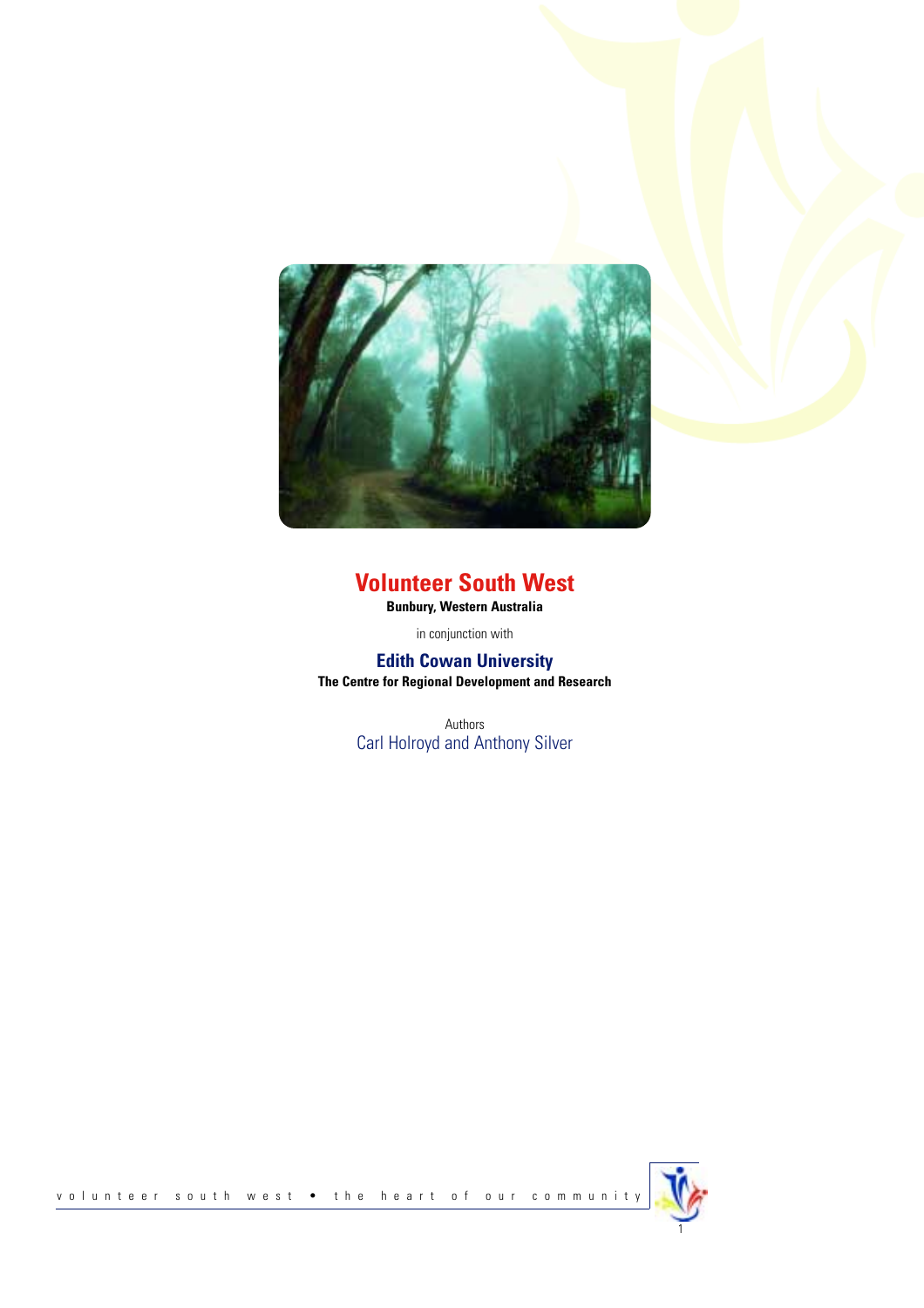# Volunteer South West

**Bunbury, Western Australia**

in conjunction with

## Edith Cowan University

**The Centre for Regional Development and Research**

Authors

Carl Holroyd and Anthony Silver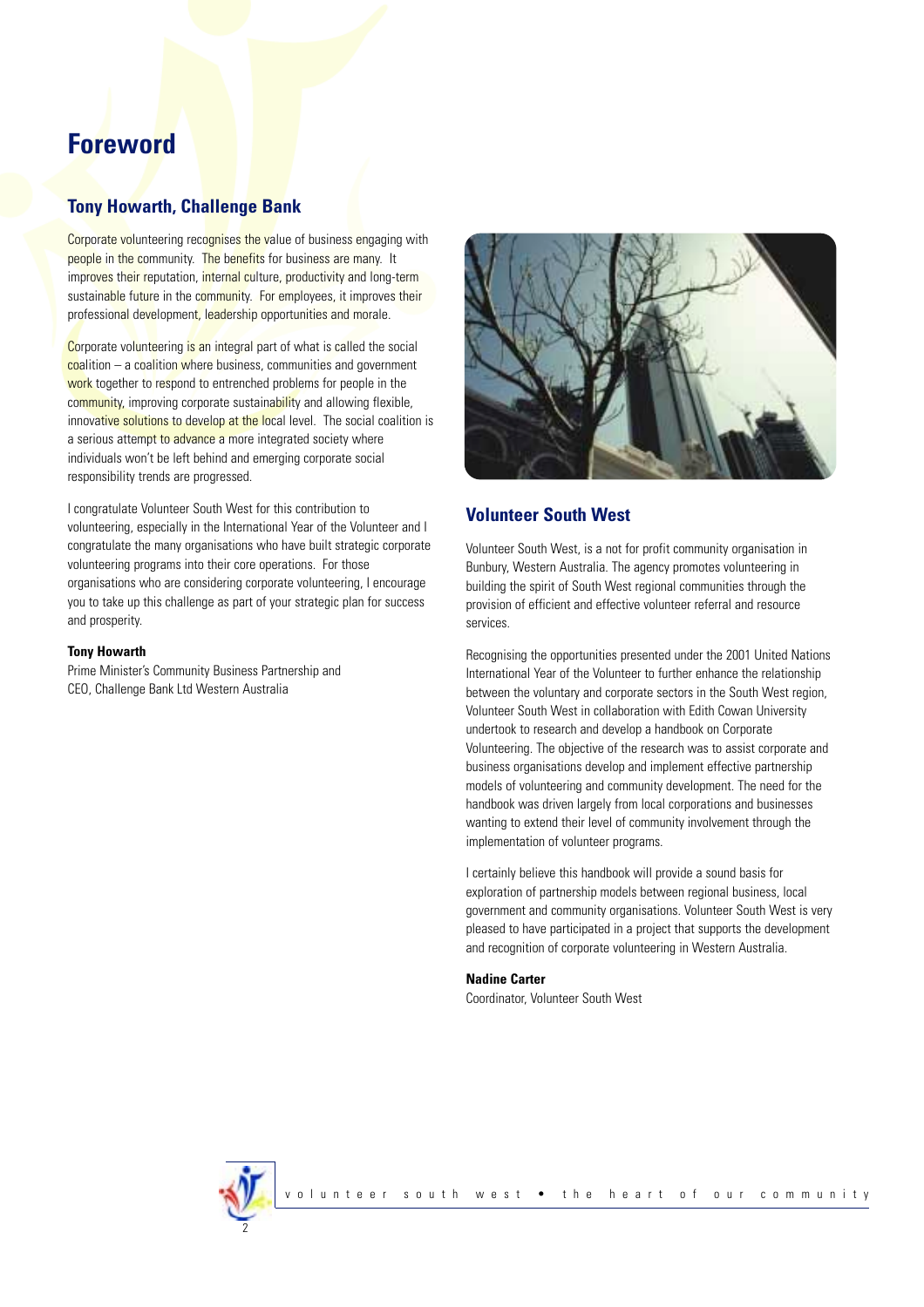# Foreword

## Tony Howarth, Challenge Bank

Corporate volunteering recognises the value of business engaging with people in the community. The benefits for business are many. It improves their reputation, internal culture, productivity and long-term sustainable future in the community. For employees, it improves their professional development, leadership opportunities and morale.

Corporate volunteering is an integral part of what is called the social coalition – a coalition where business, communities and government work together to respond to entrenched problems for people in the community, improving corporate sustainability and allowing flexible, innovative solutions to develop at the local level. The social coalition is a serious attempt to advance a more integrated society where individuals won't be left behind and emerging corporate social responsibility trends are progressed.

I congratulate Volunteer South West for this contribution to volunteering, especially in the International Year of the Volunteer and I congratulate the many organisations who have built strategic corporate volunteering programs into their core operations. For those organisations who are considering corporate volunteering, I encourage you to take up this challenge as part of your strategic plan for success and prosperity.

**Tony Howarth**
Prime Minister's Community Business Partnership and
CEO, Challenge Bank Ltd Western Australia

## Volunteer South West

Volunteer South West, is a not for profit community organisation in Bunbury, Western Australia. The agency promotes volunteering in building the spirit of South West regional communities through the provision of efficient and effective volunteer referral and resource services.

Recognising the opportunities presented under the 2001 United Nations International Year of the Volunteer to further enhance the relationship between the voluntary and corporate sectors in the South West region, Volunteer South West in collaboration with Edith Cowan University undertook to research and develop a handbook on Corporate Volunteering. The objective of the research was to assist corporate and business organisations develop and implement effective partnership models of volunteering and community development. The need for the handbook was driven largely from local corporations and businesses wanting to extend their level of community involvement through the implementation of volunteer programs.

I certainly believe this handbook will provide a sound basis for exploration of partnership models between regional business, local government and community organisations. Volunteer South West is very pleased to have participated in a project that supports the development and recognition of corporate volunteering in Western Australia.

**Nadine Carter**
Coordinator, Volunteer South West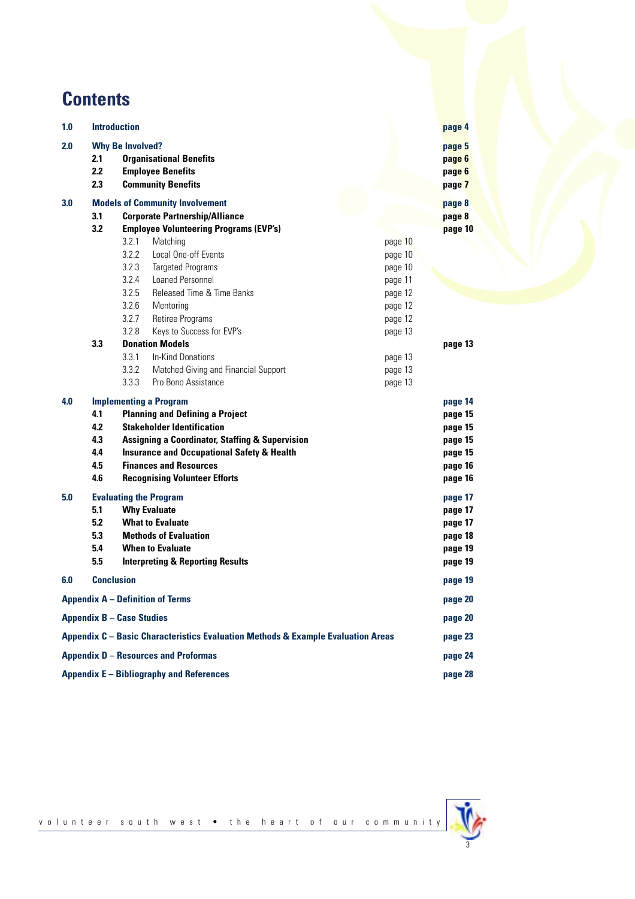# Contents

| | | | |
|---|---|---|---|
| **1.0** | **Introduction** | | **page 4** |
| **2.0** | **Why Be Involved?** | | **page 5** |
| | **2.1 Organisational Benefits** | | **page 6** |
| | **2.2 Employee Benefits** | | **page 6** |
| | **2.3 Community Benefits** | | **page 7** |
| **3.0** | **Models of Community Involvement** | | **page 8** |
| | **3.1 Corporate Partnership/Alliance** | | **page 8** |
| | **3.2 Employee Volunteering Programs (EVP's)** | | **page 10** |
| | 3.2.1 Matching | page 10 | |
| | 3.2.2 Local One-off Events | page 10 | |
| | 3.2.3 Targeted Programs | page 10 | |
| | 3.2.4 Loaned Personnel | page 11 | |
| | 3.2.5 Released Time & Time Banks | page 12 | |
| | 3.2.6 Mentoring | page 12 | |
| | 3.2.7 Retiree Programs | page 12 | |
| | 3.2.8 Keys to Success for EVP's | page 13 | |
| | **3.3 Donation Models** | | **page 13** |
| | 3.3.1 In-Kind Donations | page 13 | |
| | 3.3.2 Matched Giving and Financial Support | page 13 | |
| | 3.3.3 Pro Bono Assistance | page 13 | |
| **4.0** | **Implementing a Program** | | **page 14** |
| | **4.1 Planning and Defining a Project** | | **page 15** |
| | **4.2 Stakeholder Identification** | | **page 15** |
| | **4.3 Assigning a Coordinator, Staffing & Supervision** | | **page 15** |
| | **4.4 Insurance and Occupational Safety & Health** | | **page 15** |
| | **4.5 Finances and Resources** | | **page 16** |
| | **4.6 Recognising Volunteer Efforts** | | **page 16** |
| **5.0** | **Evaluating the Program** | | **page 17** |
| | **5.1 Why Evaluate** | | **page 17** |
| | **5.2 What to Evaluate** | | **page 17** |
| | **5.3 Methods of Evaluation** | | **page 18** |
| | **5.4 When to Evaluate** | | **page 19** |
| | **5.5 Interpreting & Reporting Results** | | **page 19** |
| **6.0** | **Conclusion** | | **page 19** |
| **Appendix A – Definition of Terms** | | | **page 20** |
| **Appendix B – Case Studies** | | | **page 20** |
| **Appendix C – Basic Characteristics Evaluation Methods & Example Evaluation Areas** | | | **page 23** |
| **Appendix D – Resources and Proformas** | | | **page 24** |
| **Appendix E – Bibliography and References** | | | **page 28** |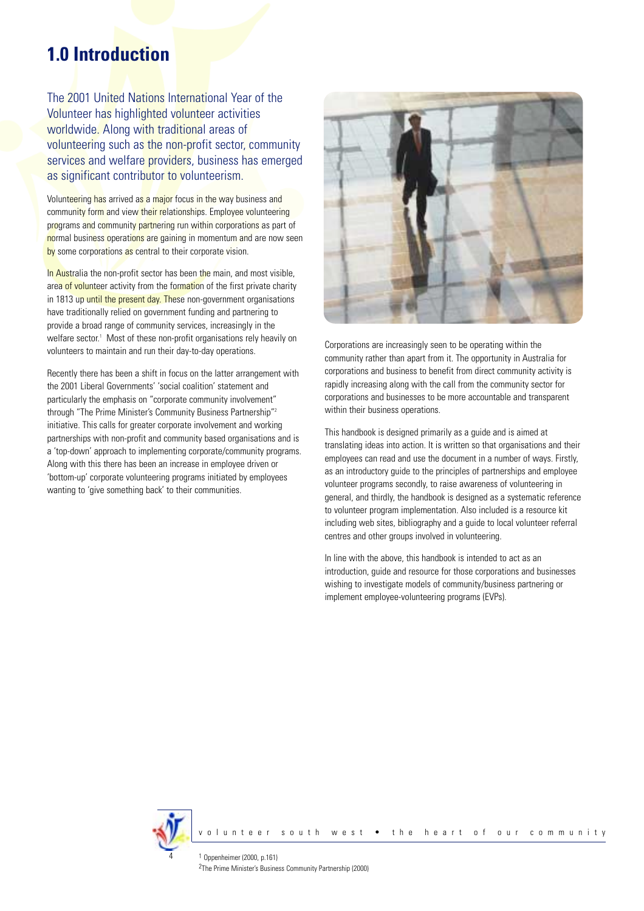# 1.0 Introduction

The 2001 United Nations International Year of the Volunteer has highlighted volunteer activities worldwide. Along with traditional areas of volunteering such as the non-profit sector, community services and welfare providers, business has emerged as significant contributor to volunteerism.

Volunteering has arrived as a major focus in the way business and community form and view their relationships. Employee volunteering programs and community partnering run within corporations as part of normal business operations are gaining in momentum and are now seen by some corporations as central to their corporate vision.

In Australia the non-profit sector has been the main, and most visible, area of volunteer activity from the formation of the first private charity in 1813 up until the present day. These non-government organisations have traditionally relied on government funding and partnering to provide a broad range of community services, increasingly in the welfare sector.[1] Most of these non-profit organisations rely heavily on volunteers to maintain and run their day-to-day operations.

Recently there has been a shift in focus on the latter arrangement with the 2001 Liberal Governments' 'social coalition' statement and particularly the emphasis on "corporate community involvement" through "The Prime Minister's Community Business Partnership"[2] initiative. This calls for greater corporate involvement and working partnerships with non-profit and community based organisations and is a 'top-down' approach to implementing corporate/community programs. Along with this there has been an increase in employee driven or 'bottom-up' corporate volunteering programs initiated by employees wanting to 'give something back' to their communities.

Corporations are increasingly seen to be operating within the community rather than apart from it. The opportunity in Australia for corporations and business to benefit from direct community activity is rapidly increasing along with the call from the community sector for corporations and businesses to be more accountable and transparent within their business operations.

This handbook is designed primarily as a guide and is aimed at translating ideas into action. It is written so that organisations and their employees can read and use the document in a number of ways. Firstly, as an introductory guide to the principles of partnerships and employee volunteer programs secondly, to raise awareness of volunteering in general, and thirdly, the handbook is designed as a systematic reference to volunteer program implementation. Also included is a resource kit including web sites, bibliography and a guide to local volunteer referral centres and other groups involved in volunteering.

In line with the above, this handbook is intended to act as an introduction, guide and resource for those corporations and businesses wishing to investigate models of community/business partnering or implement employee-volunteering programs (EVPs).

[1] Oppenheimer (2000, p.161)

[2] The Prime Minister's Business Community Partnership (2000)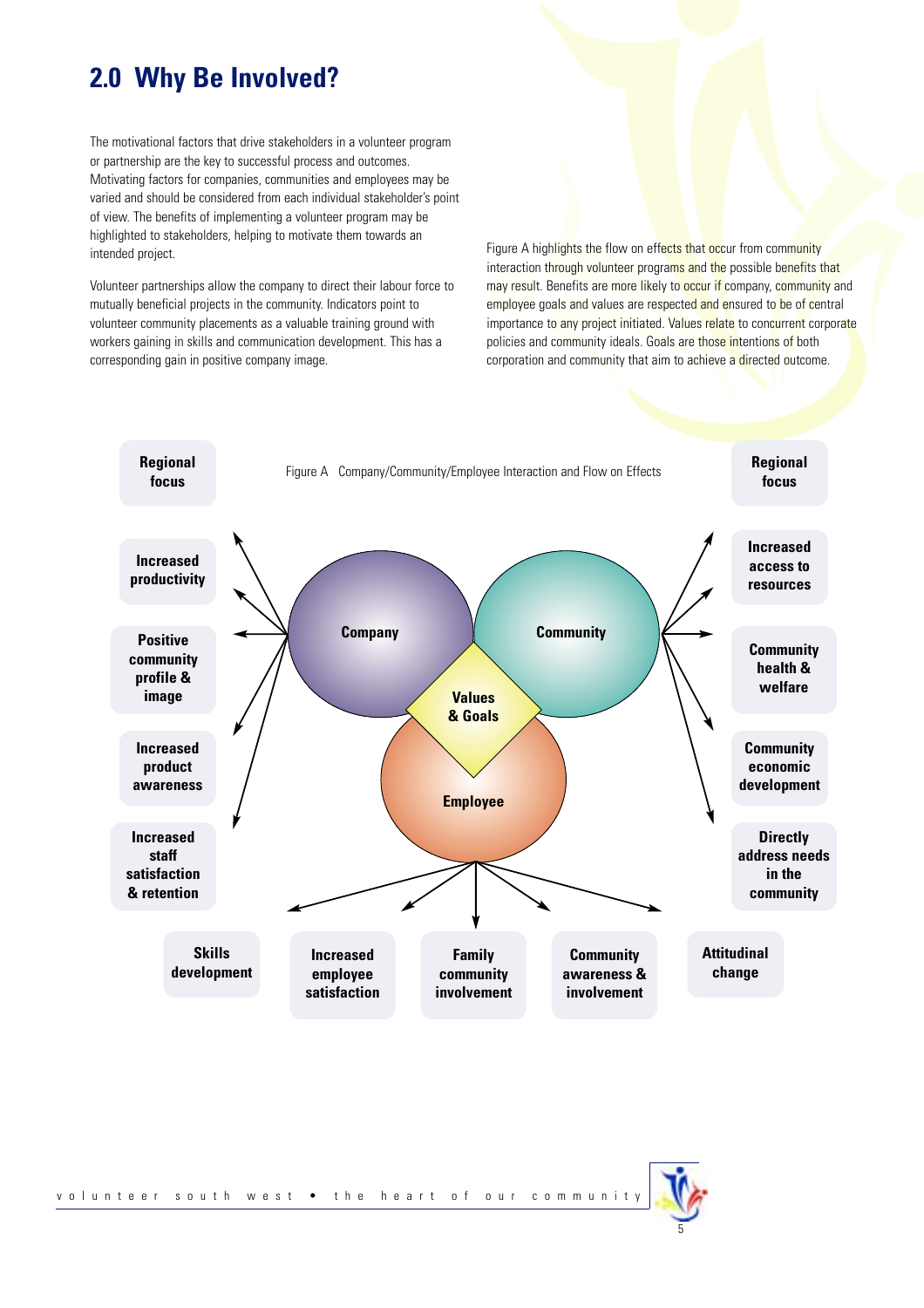## 2.0 Why Be Involved?

The motivational factors that drive stakeholders in a volunteer program or partnership are the key to successful process and outcomes. Motivating factors for companies, communities and employees may be varied and should be considered from each individual stakeholder's point of view. The benefits of implementing a volunteer program may be highlighted to stakeholders, helping to motivate them towards an intended project.

Volunteer partnerships allow the company to direct their labour force to mutually beneficial projects in the community. Indicators point to volunteer community placements as a valuable training ground with workers gaining in skills and communication development. This has a corresponding gain in positive company image.

Figure A highlights the flow on effects that occur from community interaction through volunteer programs and the possible benefits that may result. Benefits are more likely to occur if company, community and employee goals and values are respected and ensured to be of central importance to any project initiated. Values relate to concurrent corporate policies and community ideals. Goals are those intentions of both corporation and community that aim to achieve a directed outcome.

Figure A Company/Community/Employee Interaction and Flow on Effects

**Company** → Regional focus; Increased productivity; Positive community profile & image; Increased product awareness; Increased staff satisfaction & retention

**Community** → Regional focus; Increased access to resources; Community health & welfare; Community economic development; Directly address needs in the community

**Employee** → Skills development; Increased employee satisfaction; Family community involvement; Community awareness & involvement; Attitudinal change

**Values & Goals** (at the centre of Company, Community and Employee)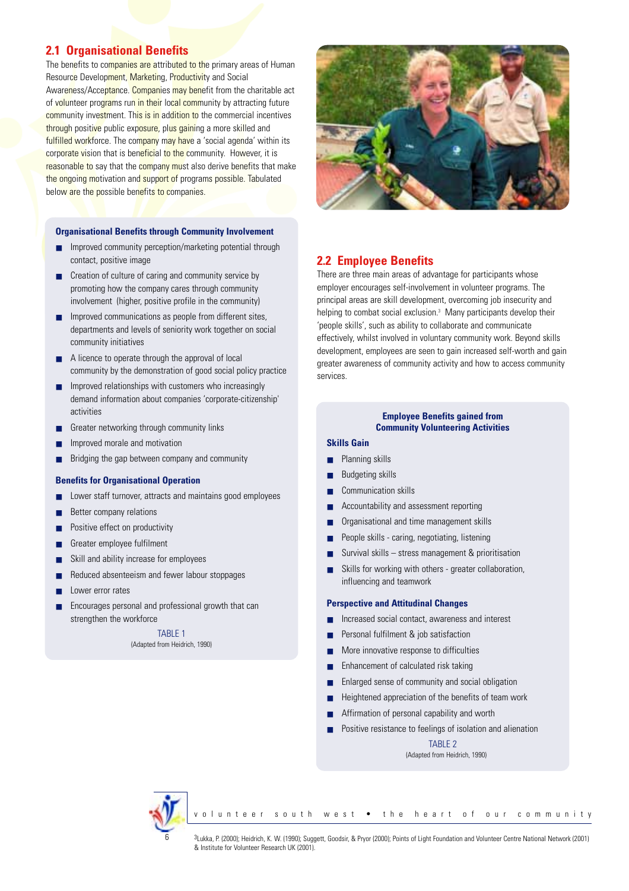## 2.1 Organisational Benefits

The benefits to companies are attributed to the primary areas of Human Resource Development, Marketing, Productivity and Social Awareness/Acceptance. Companies may benefit from the charitable act of volunteer programs run in their local community by attracting future community investment. This is in addition to the commercial incentives through positive public exposure, plus gaining a more skilled and fulfilled workforce. The company may have a 'social agenda' within its corporate vision that is beneficial to the community. However, it is reasonable to say that the company must also derive benefits that make the ongoing motivation and support of programs possible. Tabulated below are the possible benefits to companies.

**Organisational Benefits through Community Involvement**

- Improved community perception/marketing potential through contact, positive image
- Creation of culture of caring and community service by promoting how the company cares through community involvement (higher, positive profile in the community)
- Improved communications as people from different sites, departments and levels of seniority work together on social community initiatives
- A licence to operate through the approval of local community by the demonstration of good social policy practice
- Improved relationships with customers who increasingly demand information about companies 'corporate-citizenship' activities
- Greater networking through community links
- Improved morale and motivation
- Bridging the gap between company and community

**Benefits for Organisational Operation**

- Lower staff turnover, attracts and maintains good employees
- Better company relations
- Positive effect on productivity
- Greater employee fulfilment
- Skill and ability increase for employees
- Reduced absenteeism and fewer labour stoppages
- Lower error rates
- Encourages personal and professional growth that can strengthen the workforce

TABLE 1
(Adapted from Heidrich, 1990)

## 2.2 Employee Benefits

There are three main areas of advantage for participants whose employer encourages self-involvement in volunteer programs. The principal areas are skill development, overcoming job insecurity and helping to combat social exclusion.[3] Many participants develop their 'people skills', such as ability to collaborate and communicate effectively, whilst involved in voluntary community work. Beyond skills development, employees are seen to gain increased self-worth and gain greater awareness of community activity and how to access community services.

**Employee Benefits gained from Community Volunteering Activities**

**Skills Gain**

- Planning skills
- Budgeting skills
- Communication skills
- Accountability and assessment reporting
- Organisational and time management skills
- People skills - caring, negotiating, listening
- Survival skills – stress management & prioritisation
- Skills for working with others - greater collaboration, influencing and teamwork

**Perspective and Attitudinal Changes**

- Increased social contact, awareness and interest
- Personal fulfilment & job satisfaction
- More innovative response to difficulties
- Enhancement of calculated risk taking
- Enlarged sense of community and social obligation
- Heightened appreciation of the benefits of team work
- Affirmation of personal capability and worth
- Positive resistance to feelings of isolation and alienation

TABLE 2
(Adapted from Heidrich, 1990)

[3] Lukka, P. (2000); Heidrich, K. W. (1990); Suggett, Goodsir, & Pryor (2000); Points of Light Foundation and Volunteer Centre National Network (2001) & Institute for Volunteer Research UK (2001).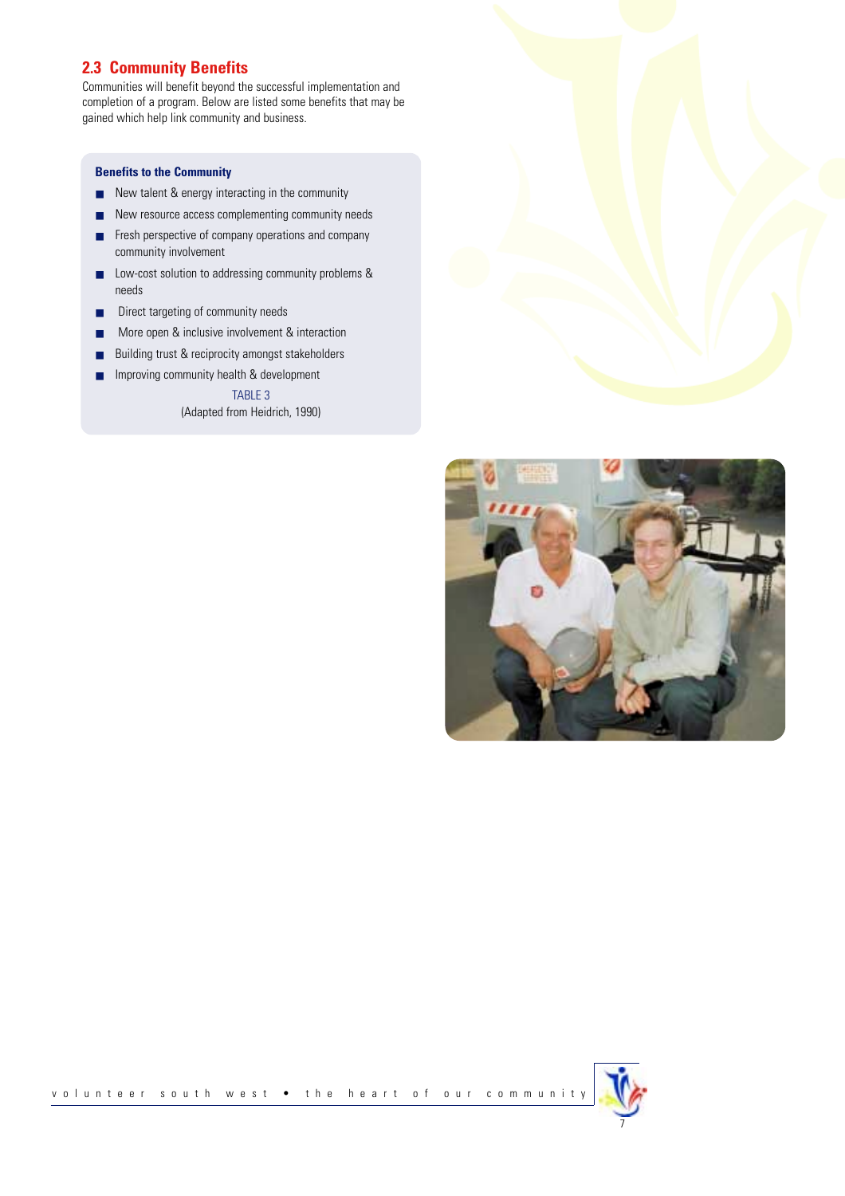## 2.3 Community Benefits

Communities will benefit beyond the successful implementation and completion of a program. Below are listed some benefits that may be gained which help link community and business.

**Benefits to the Community**

- New talent & energy interacting in the community
- New resource access complementing community needs
- Fresh perspective of company operations and company community involvement
- Low-cost solution to addressing community problems & needs
- Direct targeting of community needs
- More open & inclusive involvement & interaction
- Building trust & reciprocity amongst stakeholders
- Improving community health & development

TABLE 3

(Adapted from Heidrich, 1990)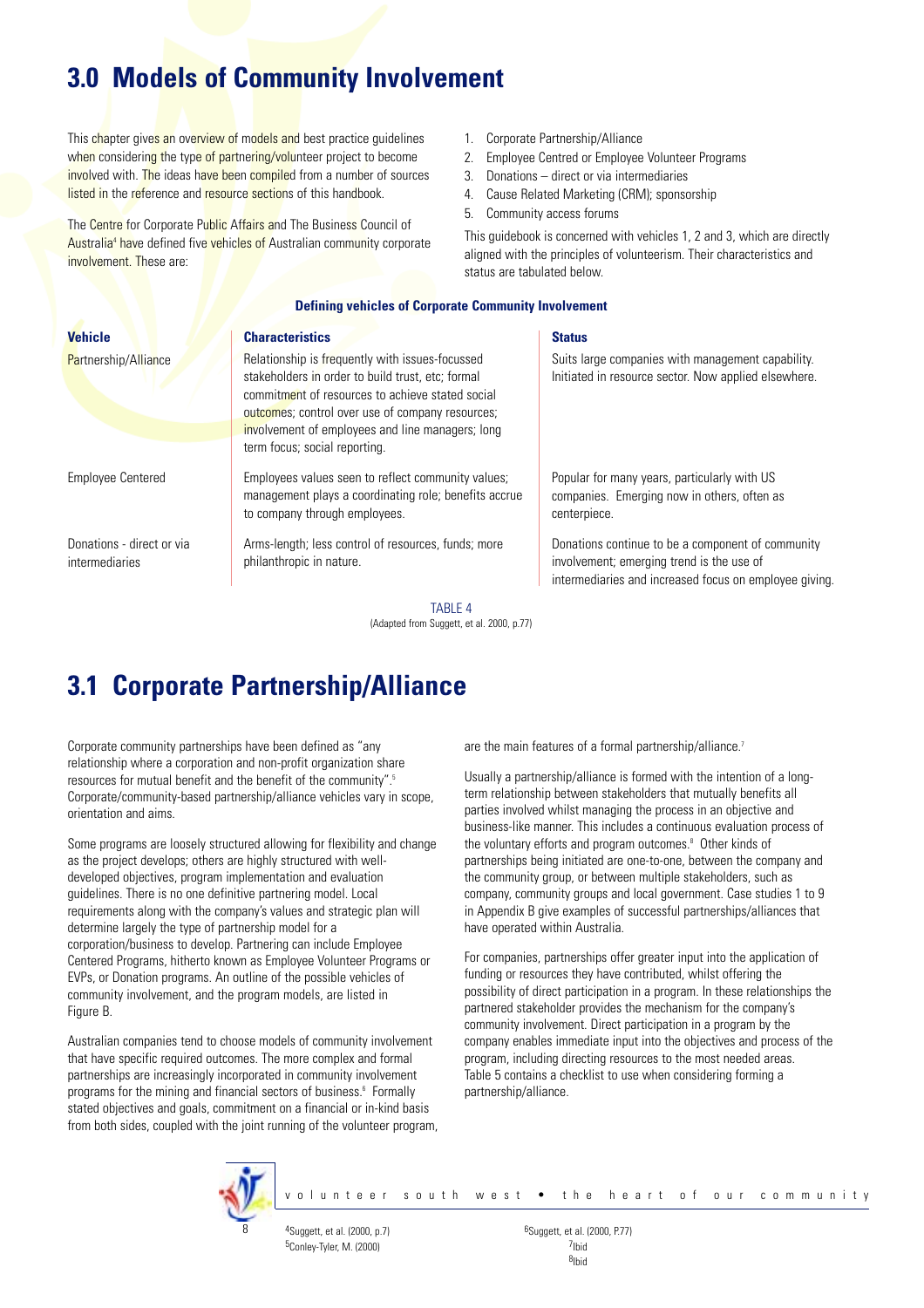# 3.0 Models of Community Involvement

This chapter gives an overview of models and best practice guidelines when considering the type of partnering/volunteer project to become involved with. The ideas have been compiled from a number of sources listed in the reference and resource sections of this handbook.

The Centre for Corporate Public Affairs and The Business Council of Australia[4] have defined five vehicles of Australian community corporate involvement. These are:

1. Corporate Partnership/Alliance
2. Employee Centred or Employee Volunteer Programs
3. Donations – direct or via intermediaries
4. Cause Related Marketing (CRM); sponsorship
5. Community access forums

This guidebook is concerned with vehicles 1, 2 and 3, which are directly aligned with the principles of volunteerism. Their characteristics and status are tabulated below.

**Defining vehicles of Corporate Community Involvement**

| Vehicle | Characteristics | Status |
|---|---|---|
| Partnership/Alliance | Relationship is frequently with issues-focussed stakeholders in order to build trust, etc; formal commitment of resources to achieve stated social outcomes; control over use of company resources; involvement of employees and line managers; long term focus; social reporting. | Suits large companies with management capability. Initiated in resource sector. Now applied elsewhere. |
| Employee Centered | Employees values seen to reflect community values; management plays a coordinating role; benefits accrue to company through employees. | Popular for many years, particularly with US companies. Emerging now in others, often as centerpiece. |
| Donations - direct or via intermediaries | Arms-length; less control of resources, funds; more philanthropic in nature. | Donations continue to be a component of community involvement; emerging trend is the use of intermediaries and increased focus on employee giving. |

TABLE 4
(Adapted from Suggett, et al. 2000, p.77)

## 3.1 Corporate Partnership/Alliance

Corporate community partnerships have been defined as "any relationship where a corporation and non-profit organization share resources for mutual benefit and the benefit of the community".[5] Corporate/community-based partnership/alliance vehicles vary in scope, orientation and aims.

Some programs are loosely structured allowing for flexibility and change as the project develops; others are highly structured with well-developed objectives, program implementation and evaluation guidelines. There is no one definitive partnering model. Local requirements along with the company's values and strategic plan will determine largely the type of partnership model for a corporation/business to develop. Partnering can include Employee Centered Programs, hitherto known as Employee Volunteer Programs or EVPs, or Donation programs. An outline of the possible vehicles of community involvement, and the program models, are listed in Figure B.

Australian companies tend to choose models of community involvement that have specific required outcomes. The more complex and formal partnerships are increasingly incorporated in community involvement programs for the mining and financial sectors of business.[6] Formally stated objectives and goals, commitment on a financial or in-kind basis from both sides, coupled with the joint running of the volunteer program, are the main features of a formal partnership/alliance.[7]

Usually a partnership/alliance is formed with the intention of a long-term relationship between stakeholders that mutually benefits all parties involved whilst managing the process in an objective and business-like manner. This includes a continuous evaluation process of the voluntary efforts and program outcomes.[8] Other kinds of partnerships being initiated are one-to-one, between the company and the community group, or between multiple stakeholders, such as company, community groups and local government. Case studies 1 to 9 in Appendix B give examples of successful partnerships/alliances that have operated within Australia.

For companies, partnerships offer greater input into the application of funding or resources they have contributed, whilst offering the possibility of direct participation in a program. In these relationships the partnered stakeholder provides the mechanism for the company's community involvement. Direct participation in a program by the company enables immediate input into the objectives and process of the program, including directing resources to the most needed areas. Table 5 contains a checklist to use when considering forming a partnership/alliance.

[4] Suggett, et al. (2000, p.7)
[5] Conley-Tyler, M. (2000)
[6] Suggett, et al. (2000, P.77)
[7] Ibid
[8] Ibid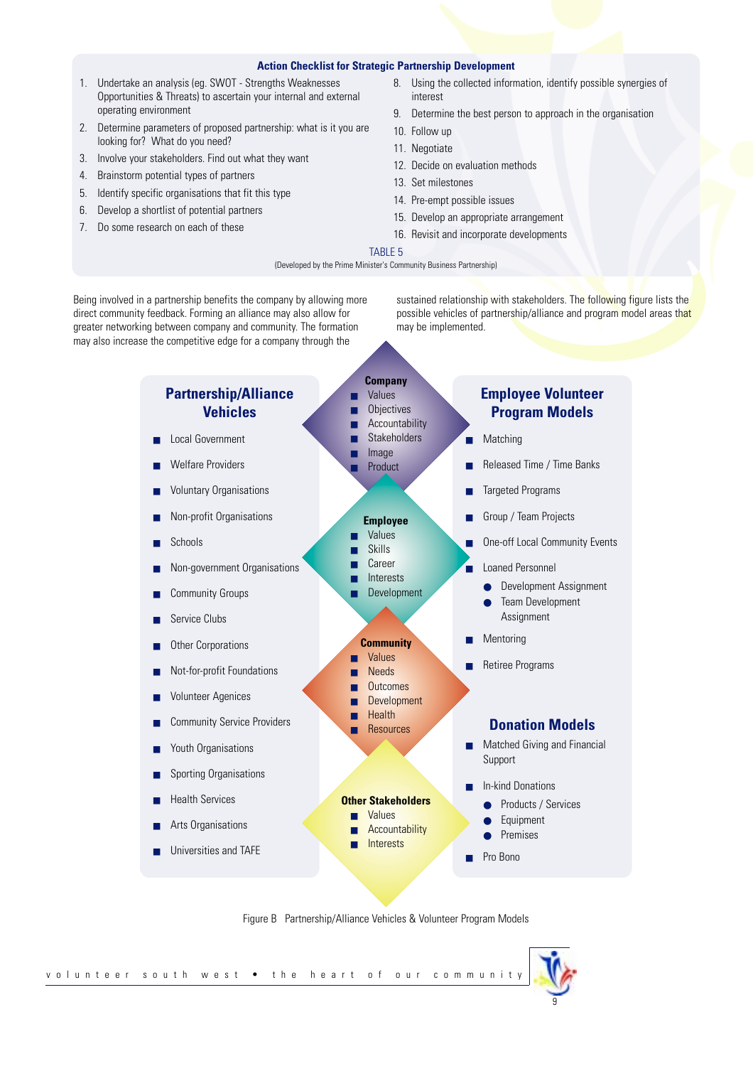### Action Checklist for Strategic Partnership Development

1. Undertake an analysis (eg. SWOT - Strengths Weaknesses Opportunities & Threats) to ascertain your internal and external operating environment
2. Determine parameters of proposed partnership: what is it you are looking for? What do you need?
3. Involve your stakeholders. Find out what they want
4. Brainstorm potential types of partners
5. Identify specific organisations that fit this type
6. Develop a shortlist of potential partners
7. Do some research on each of these
8. Using the collected information, identify possible synergies of interest
9. Determine the best person to approach in the organisation
10. Follow up
11. Negotiate
12. Decide on evaluation methods
13. Set milestones
14. Pre-empt possible issues
15. Develop an appropriate arrangement
16. Revisit and incorporate developments

TABLE 5

(Developed by the Prime Minister's Community Business Partnership)

Being involved in a partnership benefits the company by allowing more direct community feedback. Forming an alliance may also allow for greater networking between company and community. The formation may also increase the competitive edge for a company through the sustained relationship with stakeholders. The following figure lists the possible vehicles of partnership/alliance and program model areas that may be implemented.

## Partnership/Alliance Vehicles

- Local Government
- Welfare Providers
- Voluntary Organisations
- Non-profit Organisations
- Schools
- Non-government Organisations
- Community Groups
- Service Clubs
- Other Corporations
- Not-for-profit Foundations
- Volunteer Agencies
- Community Service Providers
- Youth Organisations
- Sporting Organisations
- Health Services
- Arts Organisations
- Universities and TAFE

**Company**
- Values
- Objectives
- Accountability
- Stakeholders
- Image
- Product

**Employee**
- Values
- Skills
- Career
- Interests
- Development

**Community**
- Values
- Needs
- Outcomes
- Development
- Health
- Resources

**Other Stakeholders**
- Values
- Accountability
- Interests

## Employee Volunteer Program Models

- Matching
- Released Time / Time Banks
- Targeted Programs
- Group / Team Projects
- One-off Local Community Events
- Loaned Personnel
  - Development Assignment
  - Team Development Assignment
- Mentoring
- Retiree Programs

## Donation Models

- Matched Giving and Financial Support
- In-kind Donations
  - Products / Services
  - Equipment
  - Premises
- Pro Bono

Figure B Partnership/Alliance Vehicles & Volunteer Program Models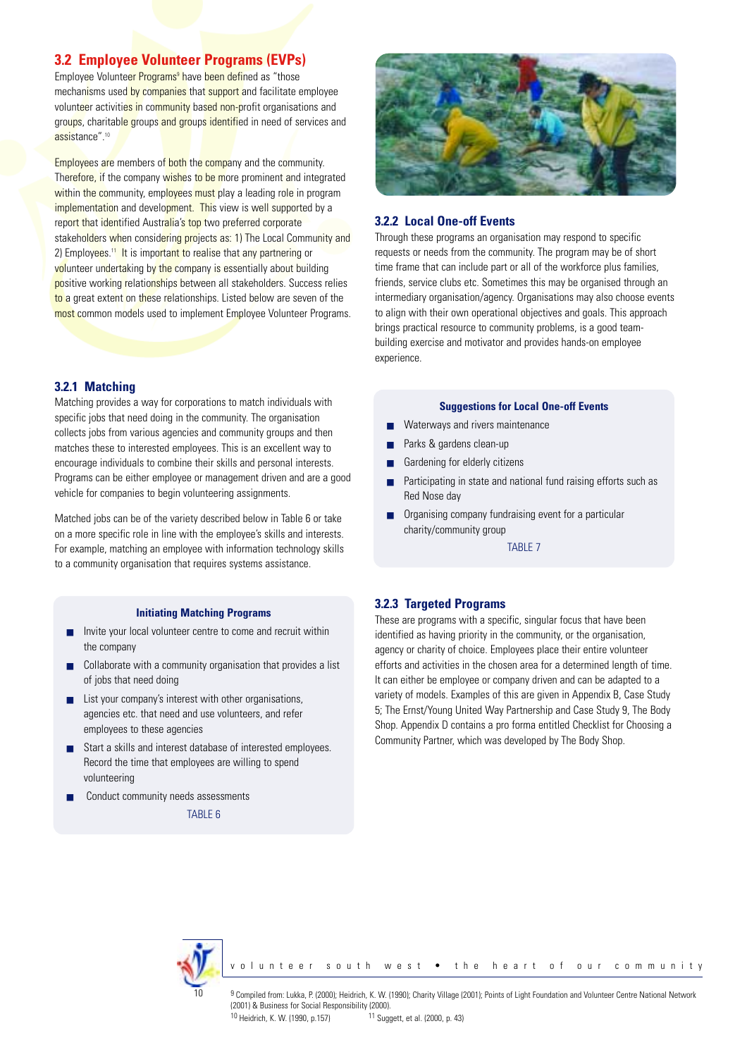## 3.2 Employee Volunteer Programs (EVPs)

Employee Volunteer Programs[9] have been defined as "those mechanisms used by companies that support and facilitate employee volunteer activities in community based non-profit organisations and groups, charitable groups and groups identified in need of services and assistance".[10]

Employees are members of both the company and the community. Therefore, if the company wishes to be more prominent and integrated within the community, employees must play a leading role in program implementation and development. This view is well supported by a report that identified Australia's top two preferred corporate stakeholders when considering projects as: 1) The Local Community and 2) Employees.[11] It is important to realise that any partnering or volunteer undertaking by the company is essentially about building positive working relationships between all stakeholders. Success relies to a great extent on these relationships. Listed below are seven of the most common models used to implement Employee Volunteer Programs.

### 3.2.1 Matching

Matching provides a way for corporations to match individuals with specific jobs that need doing in the community. The organisation collects jobs from various agencies and community groups and then matches these to interested employees. This is an excellent way to encourage individuals to combine their skills and personal interests. Programs can be either employee or management driven and are a good vehicle for companies to begin volunteering assignments.

Matched jobs can be of the variety described below in Table 6 or take on a more specific role in line with the employee's skills and interests. For example, matching an employee with information technology skills to a community organisation that requires systems assistance.

**Initiating Matching Programs**

- Invite your local volunteer centre to come and recruit within the company
- Collaborate with a community organisation that provides a list of jobs that need doing
- List your company's interest with other organisations, agencies etc. that need and use volunteers, and refer employees to these agencies
- Start a skills and interest database of interested employees. Record the time that employees are willing to spend volunteering
- Conduct community needs assessments

TABLE 6

### 3.2.2 Local One-off Events

Through these programs an organisation may respond to specific requests or needs from the community. The program may be of short time frame that can include part or all of the workforce plus families, friends, service clubs etc. Sometimes this may be organised through an intermediary organisation/agency. Organisations may also choose events to align with their own operational objectives and goals. This approach brings practical resource to community problems, is a good team-building exercise and motivator and provides hands-on employee experience.

**Suggestions for Local One-off Events**

- Waterways and rivers maintenance
- Parks & gardens clean-up
- Gardening for elderly citizens
- Participating in state and national fund raising efforts such as Red Nose day
- Organising company fundraising event for a particular charity/community group

TABLE 7

### 3.2.3 Targeted Programs

These are programs with a specific, singular focus that have been identified as having priority in the community, or the organisation, agency or charity of choice. Employees place their entire volunteer efforts and activities in the chosen area for a determined length of time. It can either be employee or company driven and can be adapted to a variety of models. Examples of this are given in Appendix B, Case Study 5; The Ernst/Young United Way Partnership and Case Study 9, The Body Shop. Appendix D contains a pro forma entitled Checklist for Choosing a Community Partner, which was developed by The Body Shop.

[9] Compiled from: Lukka, P. (2000); Heidrich, K. W. (1990); Charity Village (2001); Points of Light Foundation and Volunteer Centre National Network (2001) & Business for Social Responsibility (2000).

[10] Heidrich, K. W. (1990, p.157)

[11] Suggett, et al. (2000, p. 43)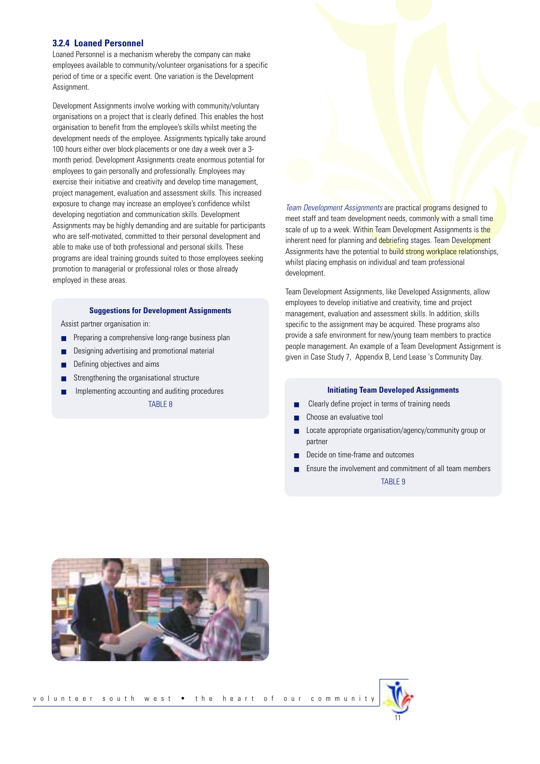### 3.2.4 Loaned Personnel

Loaned Personnel is a mechanism whereby the company can make employees available to community/volunteer organisations for a specific period of time or a specific event. One variation is the Development Assignment.

Development Assignments involve working with community/voluntary organisations on a project that is clearly defined. This enables the host organisation to benefit from the employee's skills whilst meeting the development needs of the employee. Assignments typically take around 100 hours either over block placements or one day a week over a 3-month period. Development Assignments create enormous potential for employees to gain personally and professionally. Employees may exercise their initiative and creativity and develop time management, project management, evaluation and assessment skills. This increased exposure to change may increase an employee's confidence whilst developing negotiation and communication skills. Development Assignments may be highly demanding and are suitable for participants who are self-motivated, committed to their personal development and able to make use of both professional and personal skills. These programs are ideal training grounds suited to those employees seeking promotion to managerial or professional roles or those already employed in these areas.

**Suggestions for Development Assignments**

Assist partner organisation in:

- Preparing a comprehensive long-range business plan
- Designing advertising and promotional material
- Defining objectives and aims
- Strengthening the organisational structure
- Implementing accounting and auditing procedures

TABLE 8

*Team Development Assignments* are practical programs designed to meet staff and team development needs, commonly with a small time scale of up to a week. Within Team Development Assignments is the inherent need for planning and debriefing stages. Team Development Assignments have the potential to build strong workplace relationships, whilst placing emphasis on individual and team professional development.

Team Development Assignments, like Developed Assignments, allow employees to develop initiative and creativity, time and project management, evaluation and assessment skills. In addition, skills specific to the assignment may be acquired. These programs also provide a safe environment for new/young team members to practice people management. An example of a Team Development Assignment is given in Case Study 7, Appendix B, Lend Lease 's Community Day.

**Initiating Team Developed Assignments**

- Clearly define project in terms of training needs
- Choose an evaluative tool
- Locate appropriate organisation/agency/community group or partner
- Decide on time-frame and outcomes
- Ensure the involvement and commitment of all team members

TABLE 9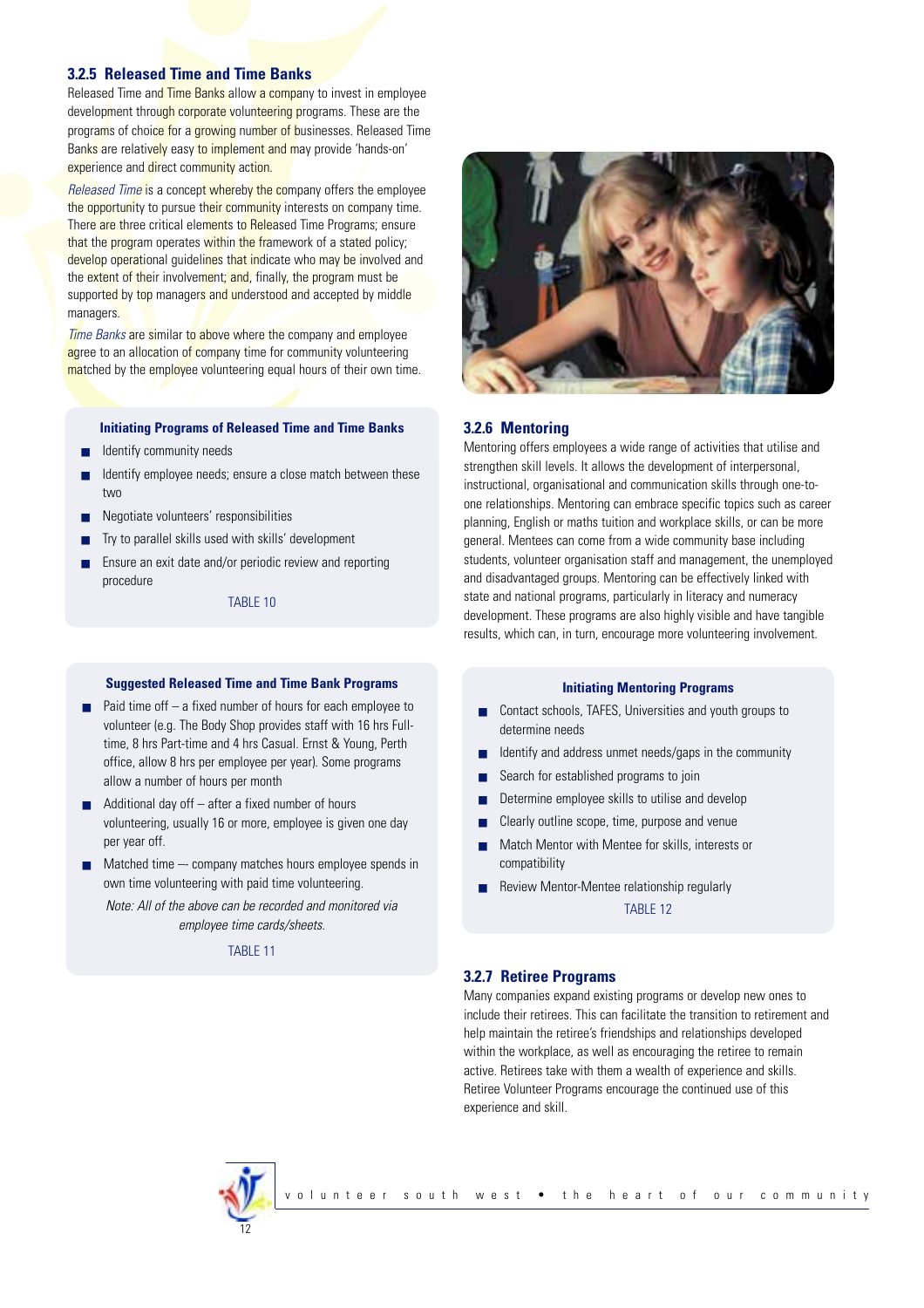### 3.2.5 Released Time and Time Banks

Released Time and Time Banks allow a company to invest in employee development through corporate volunteering programs. These are the programs of choice for a growing number of businesses. Released Time Banks are relatively easy to implement and may provide 'hands-on' experience and direct community action.

*Released Time* is a concept whereby the company offers the employee the opportunity to pursue their community interests on company time. There are three critical elements to Released Time Programs; ensure that the program operates within the framework of a stated policy; develop operational guidelines that indicate who may be involved and the extent of their involvement; and, finally, the program must be supported by top managers and understood and accepted by middle managers.

*Time Banks* are similar to above where the company and employee agree to an allocation of company time for community volunteering matched by the employee volunteering equal hours of their own time.

**Initiating Programs of Released Time and Time Banks**

- Identify community needs
- Identify employee needs; ensure a close match between these two
- Negotiate volunteers' responsibilities
- Try to parallel skills used with skills' development
- Ensure an exit date and/or periodic review and reporting procedure

TABLE 10

**Suggested Released Time and Time Bank Programs**

- Paid time off – a fixed number of hours for each employee to volunteer (e.g. The Body Shop provides staff with 16 hrs Full-time, 8 hrs Part-time and 4 hrs Casual. Ernst & Young, Perth office, allow 8 hrs per employee per year). Some programs allow a number of hours per month
- Additional day off – after a fixed number of hours volunteering, usually 16 or more, employee is given one day per year off.
- Matched time — company matches hours employee spends in own time volunteering with paid time volunteering.

*Note: All of the above can be recorded and monitored via employee time cards/sheets.*

TABLE 11

### 3.2.6 Mentoring

Mentoring offers employees a wide range of activities that utilise and strengthen skill levels. It allows the development of interpersonal, instructional, organisational and communication skills through one-to-one relationships. Mentoring can embrace specific topics such as career planning, English or maths tuition and workplace skills, or can be more general. Mentees can come from a wide community base including students, volunteer organisation staff and management, the unemployed and disadvantaged groups. Mentoring can be effectively linked with state and national programs, particularly in literacy and numeracy development. These programs are also highly visible and have tangible results, which can, in turn, encourage more volunteering involvement.

**Initiating Mentoring Programs**

- Contact schools, TAFES, Universities and youth groups to determine needs
- Identify and address unmet needs/gaps in the community
- Search for established programs to join
- Determine employee skills to utilise and develop
- Clearly outline scope, time, purpose and venue
- Match Mentor with Mentee for skills, interests or compatibility
- Review Mentor-Mentee relationship regularly

TABLE 12

### 3.2.7 Retiree Programs

Many companies expand existing programs or develop new ones to include their retirees. This can facilitate the transition to retirement and help maintain the retiree's friendships and relationships developed within the workplace, as well as encouraging the retiree to remain active. Retirees take with them a wealth of experience and skills. Retiree Volunteer Programs encourage the continued use of this experience and skill.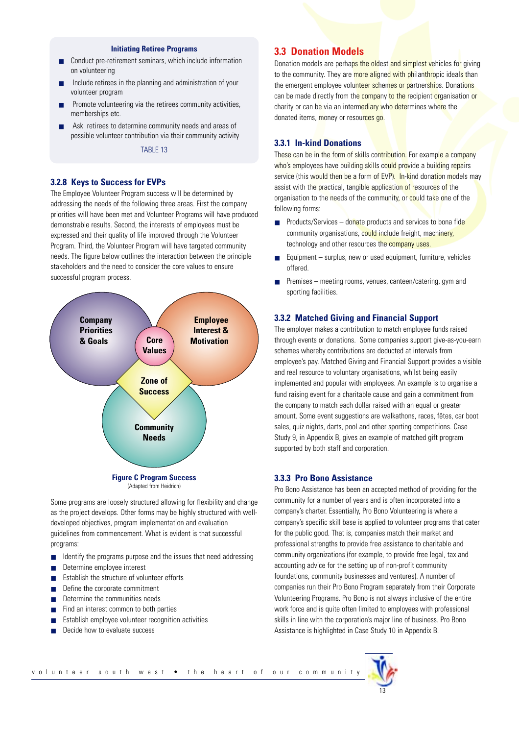**Initiating Retiree Programs**

- Conduct pre-retirement seminars, which include information on volunteering
- Include retirees in the planning and administration of your volunteer program
- Promote volunteering via the retirees community activities, memberships etc.
- Ask retirees to determine community needs and areas of possible volunteer contribution via their community activity

TABLE 13

### 3.2.8 Keys to Success for EVPs

The Employee Volunteer Program success will be determined by addressing the needs of the following three areas. First the company priorities will have been met and Volunteer Programs will have produced demonstrable results. Second, the interests of employees must be expressed and their quality of life improved through the Volunteer Program. Third, the Volunteer Program will have targeted community needs. The figure below outlines the interaction between the principle stakeholders and the need to consider the core values to ensure successful program process.

Company Priorities & Goals

Employee Interest & Motivation

Core Values

Zone of Success

Community Needs

**Figure C Program Success**
(Adapted from Heidrich)

Some programs are loosely structured allowing for flexibility and change as the project develops. Other forms may be highly structured with well-developed objectives, program implementation and evaluation guidelines from commencement. What is evident is that successful programs:

- Identify the programs purpose and the issues that need addressing
- Determine employee interest
- Establish the structure of volunteer efforts
- Define the corporate commitment
- Determine the communities needs
- Find an interest common to both parties
- Establish employee volunteer recognition activities
- Decide how to evaluate success

## 3.3 Donation Models

Donation models are perhaps the oldest and simplest vehicles for giving to the community. They are more aligned with philanthropic ideals than the emergent employee volunteer schemes or partnerships. Donations can be made directly from the company to the recipient organisation or charity or can be via an intermediary who determines where the donated items, money or resources go.

### 3.3.1 In-kind Donations

These can be in the form of skills contribution. For example a company who's employees have building skills could provide a building repairs service (this would then be a form of EVP). In-kind donation models may assist with the practical, tangible application of resources of the organisation to the needs of the community, or could take one of the following forms:

- Products/Services – donate products and services to bona fide community organisations, could include freight, machinery, technology and other resources the company uses.
- Equipment – surplus, new or used equipment, furniture, vehicles offered.
- Premises – meeting rooms, venues, canteen/catering, gym and sporting facilities.

### 3.3.2 Matched Giving and Financial Support

The employer makes a contribution to match employee funds raised through events or donations. Some companies support give-as-you-earn schemes whereby contributions are deducted at intervals from employee's pay. Matched Giving and Financial Support provides a visible and real resource to voluntary organisations, whilst being easily implemented and popular with employees. An example is to organise a fund raising event for a charitable cause and gain a commitment from the company to match each dollar raised with an equal or greater amount. Some event suggestions are walkathons, races, fêtes, car boot sales, quiz nights, darts, pool and other sporting competitions. Case Study 9, in Appendix B, gives an example of matched gift program supported by both staff and corporation.

### 3.3.3 Pro Bono Assistance

Pro Bono Assistance has been an accepted method of providing for the community for a number of years and is often incorporated into a company's charter. Essentially, Pro Bono Volunteering is where a company's specific skill base is applied to volunteer programs that cater for the public good. That is, companies match their market and professional strengths to provide free assistance to charitable and community organizations (for example, to provide free legal, tax and accounting advice for the setting up of non-profit community foundations, community businesses and ventures). A number of companies run their Pro Bono Program separately from their Corporate Volunteering Programs. Pro Bono is not always inclusive of the entire work force and is quite often limited to employees with professional skills in line with the corporation's major line of business. Pro Bono Assistance is highlighted in Case Study 10 in Appendix B.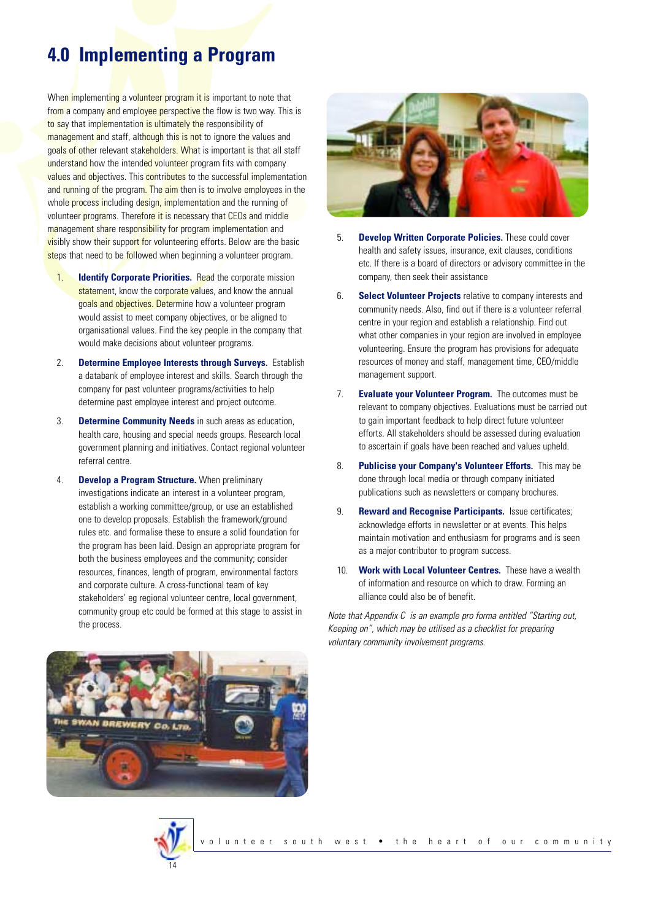# 4.0 Implementing a Program

When implementing a volunteer program it is important to note that from a company and employee perspective the flow is two way. This is to say that implementation is ultimately the responsibility of management and staff, although this is not to ignore the values and goals of other relevant stakeholders. What is important is that all staff understand how the intended volunteer program fits with company values and objectives. This contributes to the successful implementation and running of the program. The aim then is to involve employees in the whole process including design, implementation and the running of volunteer programs. Therefore it is necessary that CEOs and middle management share responsibility for program implementation and visibly show their support for volunteering efforts. Below are the basic steps that need to be followed when beginning a volunteer program.

1. **Identify Corporate Priorities.** Read the corporate mission statement, know the corporate values, and know the annual goals and objectives. Determine how a volunteer program would assist to meet company objectives, or be aligned to organisational values. Find the key people in the company that would make decisions about volunteer programs.
2. **Determine Employee Interests through Surveys.** Establish a databank of employee interest and skills. Search through the company for past volunteer programs/activities to help determine past employee interest and project outcome.
3. **Determine Community Needs** in such areas as education, health care, housing and special needs groups. Research local government planning and initiatives. Contact regional volunteer referral centre.
4. **Develop a Program Structure.** When preliminary investigations indicate an interest in a volunteer program, establish a working committee/group, or use an established one to develop proposals. Establish the framework/ground rules etc. and formalise these to ensure a solid foundation for the program has been laid. Design an appropriate program for both the business employees and the community; consider resources, finances, length of program, environmental factors and corporate culture. A cross-functional team of key stakeholders' eg regional volunteer centre, local government, community group etc could be formed at this stage to assist in the process.
5. **Develop Written Corporate Policies.** These could cover health and safety issues, insurance, exit clauses, conditions etc. If there is a board of directors or advisory committee in the company, then seek their assistance
6. **Select Volunteer Projects** relative to company interests and community needs. Also, find out if there is a volunteer referral centre in your region and establish a relationship. Find out what other companies in your region are involved in employee volunteering. Ensure the program has provisions for adequate resources of money and staff, management time, CEO/middle management support.
7. **Evaluate your Volunteer Program.** The outcomes must be relevant to company objectives. Evaluations must be carried out to gain important feedback to help direct future volunteer efforts. All stakeholders should be assessed during evaluation to ascertain if goals have been reached and values upheld.
8. **Publicise your Company's Volunteer Efforts.** This may be done through local media or through company initiated publications such as newsletters or company brochures.
9. **Reward and Recognise Participants.** Issue certificates; acknowledge efforts in newsletter or at events. This helps maintain motivation and enthusiasm for programs and is seen as a major contributor to program success.
10. **Work with Local Volunteer Centres.** These have a wealth of information and resource on which to draw. Forming an alliance could also be of benefit.

*Note that Appendix C is an example pro forma entitled "Starting out, Keeping on", which may be utilised as a checklist for preparing voluntary community involvement programs.*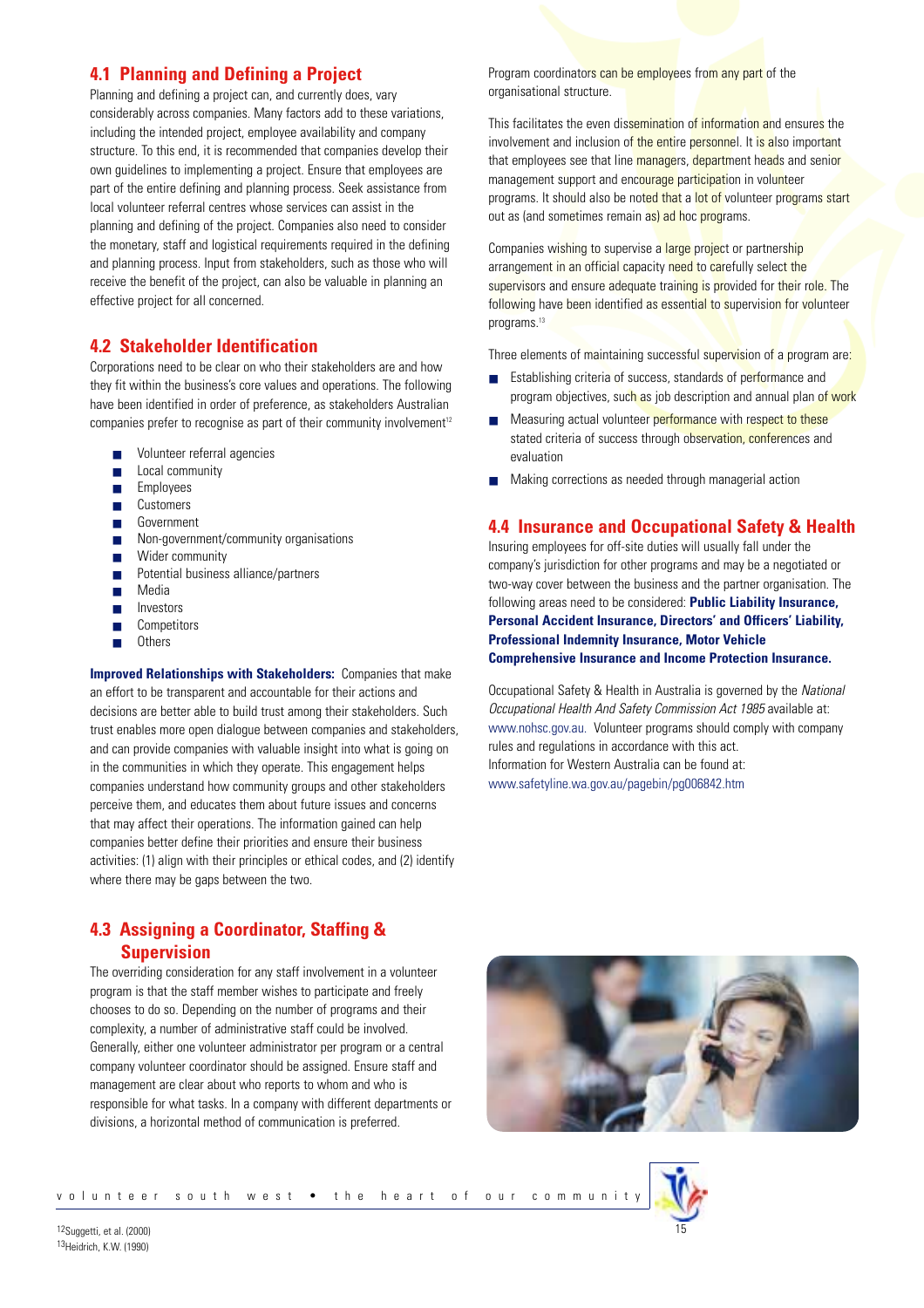## 4.1 Planning and Defining a Project

Planning and defining a project can, and currently does, vary considerably across companies. Many factors add to these variations, including the intended project, employee availability and company structure. To this end, it is recommended that companies develop their own guidelines to implementing a project. Ensure that employees are part of the entire defining and planning process. Seek assistance from local volunteer referral centres whose services can assist in the planning and defining of the project. Companies also need to consider the monetary, staff and logistical requirements required in the defining and planning process. Input from stakeholders, such as those who will receive the benefit of the project, can also be valuable in planning an effective project for all concerned.

## 4.2 Stakeholder Identification

Corporations need to be clear on who their stakeholders are and how they fit within the business's core values and operations. The following have been identified in order of preference, as stakeholders Australian companies prefer to recognise as part of their community involvement[12]

- Volunteer referral agencies
- Local community
- Employees
- Customers
- Government
- Non-government/community organisations
- Wider community
- Potential business alliance/partners
- Media
- Investors
- Competitors
- Others

**Improved Relationships with Stakeholders:** Companies that make an effort to be transparent and accountable for their actions and decisions are better able to build trust among their stakeholders. Such trust enables more open dialogue between companies and stakeholders, and can provide companies with valuable insight into what is going on in the communities in which they operate. This engagement helps companies understand how community groups and other stakeholders perceive them, and educates them about future issues and concerns that may affect their operations. The information gained can help companies better define their priorities and ensure their business activities: (1) align with their principles or ethical codes, and (2) identify where there may be gaps between the two.

## 4.3 Assigning a Coordinator, Staffing & Supervision

The overriding consideration for any staff involvement in a volunteer program is that the staff member wishes to participate and freely chooses to do so. Depending on the number of programs and their complexity, a number of administrative staff could be involved. Generally, either one volunteer administrator per program or a central company volunteer coordinator should be assigned. Ensure staff and management are clear about who reports to whom and who is responsible for what tasks. In a company with different departments or divisions, a horizontal method of communication is preferred.

Program coordinators can be employees from any part of the organisational structure.

This facilitates the even dissemination of information and ensures the involvement and inclusion of the entire personnel. It is also important that employees see that line managers, department heads and senior management support and encourage participation in volunteer programs. It should also be noted that a lot of volunteer programs start out as (and sometimes remain as) ad hoc programs.

Companies wishing to supervise a large project or partnership arrangement in an official capacity need to carefully select the supervisors and ensure adequate training is provided for their role. The following have been identified as essential to supervision for volunteer programs.[13]

Three elements of maintaining successful supervision of a program are:

- Establishing criteria of success, standards of performance and program objectives, such as job description and annual plan of work
- Measuring actual volunteer performance with respect to these stated criteria of success through observation, conferences and evaluation
- Making corrections as needed through managerial action

## 4.4 Insurance and Occupational Safety & Health

Insuring employees for off-site duties will usually fall under the company's jurisdiction for other programs and may be a negotiated or two-way cover between the business and the partner organisation. The following areas need to be considered: **Public Liability Insurance, Personal Accident Insurance, Directors' and Officers' Liability, Professional Indemnity Insurance, Motor Vehicle Comprehensive Insurance and Income Protection Insurance.**

Occupational Safety & Health in Australia is governed by the *National Occupational Health And Safety Commission Act 1985* available at: www.nohsc.gov.au. Volunteer programs should comply with company rules and regulations in accordance with this act.
Information for Western Australia can be found at: www.safetyline.wa.gov.au/pagebin/pg006842.htm

---

[12] Suggetti, et al. (2000)
[13] Heidrich, K.W. (1990)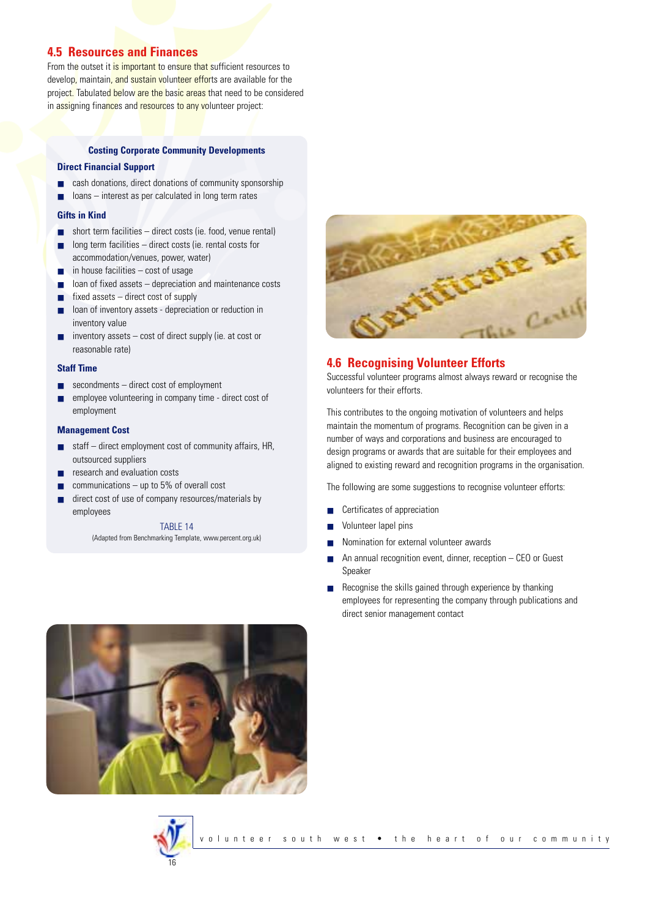## 4.5 Resources and Finances

From the outset it is important to ensure that sufficient resources to develop, maintain, and sustain volunteer efforts are available for the project. Tabulated below are the basic areas that need to be considered in assigning finances and resources to any volunteer project:

**Costing Corporate Community Developments**

**Direct Financial Support**

- cash donations, direct donations of community sponsorship
- loans – interest as per calculated in long term rates

**Gifts in Kind**

- short term facilities – direct costs (ie. food, venue rental)
- long term facilities – direct costs (ie. rental costs for accommodation/venues, power, water)
- in house facilities – cost of usage
- loan of fixed assets – depreciation and maintenance costs
- fixed assets – direct cost of supply
- loan of inventory assets - depreciation or reduction in inventory value
- inventory assets – cost of direct supply (ie. at cost or reasonable rate)

**Staff Time**

- secondments – direct cost of employment
- employee volunteering in company time - direct cost of employment

**Management Cost**

- staff – direct employment cost of community affairs, HR, outsourced suppliers
- research and evaluation costs
- communications – up to 5% of overall cost
- direct cost of use of company resources/materials by employees

TABLE 14

(Adapted from Benchmarking Template, www.percent.org.uk)

## 4.6 Recognising Volunteer Efforts

Successful volunteer programs almost always reward or recognise the volunteers for their efforts.

This contributes to the ongoing motivation of volunteers and helps maintain the momentum of programs. Recognition can be given in a number of ways and corporations and business are encouraged to design programs or awards that are suitable for their employees and aligned to existing reward and recognition programs in the organisation.

The following are some suggestions to recognise volunteer efforts:

- Certificates of appreciation
- Volunteer lapel pins
- Nomination for external volunteer awards
- An annual recognition event, dinner, reception – CEO or Guest Speaker
- Recognise the skills gained through experience by thanking employees for representing the company through publications and direct senior management contact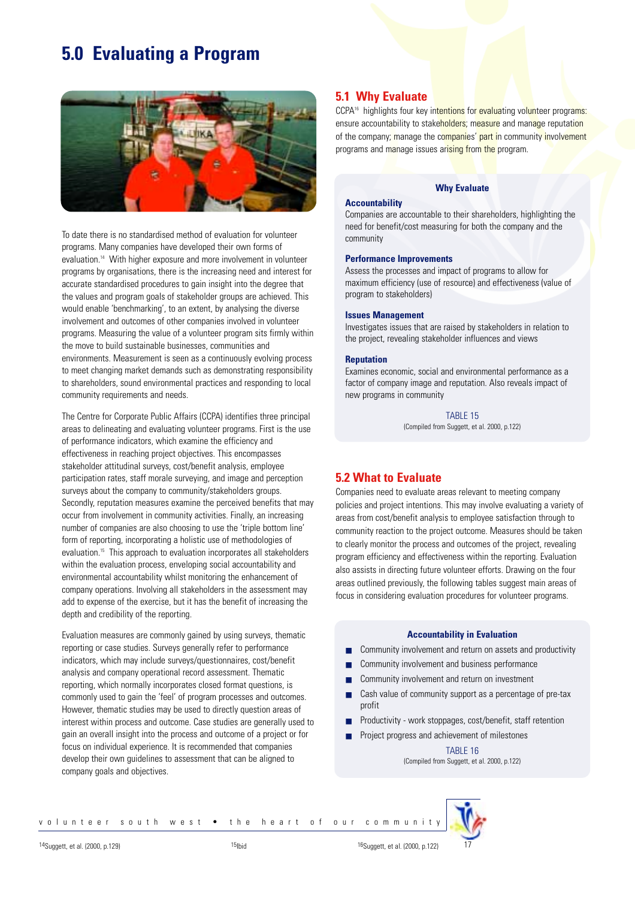# 5.0 Evaluating a Program

To date there is no standardised method of evaluation for volunteer programs. Many companies have developed their own forms of evaluation.[14] With higher exposure and more involvement in volunteer programs by organisations, there is the increasing need and interest for accurate standardised procedures to gain insight into the degree that the values and program goals of stakeholder groups are achieved. This would enable 'benchmarking', to an extent, by analysing the diverse involvement and outcomes of other companies involved in volunteer programs. Measuring the value of a volunteer program sits firmly within the move to build sustainable businesses, communities and environments. Measurement is seen as a continuously evolving process to meet changing market demands such as demonstrating responsibility to shareholders, sound environmental practices and responding to local community requirements and needs.

The Centre for Corporate Public Affairs (CCPA) identifies three principal areas to delineating and evaluating volunteer programs. First is the use of performance indicators, which examine the efficiency and effectiveness in reaching project objectives. This encompasses stakeholder attitudinal surveys, cost/benefit analysis, employee participation rates, staff morale surveying, and image and perception surveys about the company to community/stakeholders groups. Secondly, reputation measures examine the perceived benefits that may occur from involvement in community activities. Finally, an increasing number of companies are also choosing to use the 'triple bottom line' form of reporting, incorporating a holistic use of methodologies of evaluation.[15] This approach to evaluation incorporates all stakeholders within the evaluation process, enveloping social accountability and environmental accountability whilst monitoring the enhancement of company operations. Involving all stakeholders in the assessment may add to expense of the exercise, but it has the benefit of increasing the depth and credibility of the reporting.

Evaluation measures are commonly gained by using surveys, thematic reporting or case studies. Surveys generally refer to performance indicators, which may include surveys/questionnaires, cost/benefit analysis and company operational record assessment. Thematic reporting, which normally incorporates closed format questions, is commonly used to gain the 'feel' of program processes and outcomes. However, thematic studies may be used to directly question areas of interest within process and outcome. Case studies are generally used to gain an overall insight into the process and outcome of a project or for focus on individual experience. It is recommended that companies develop their own guidelines to assessment that can be aligned to company goals and objectives.

## 5.1 Why Evaluate

CCPA[16] highlights four key intentions for evaluating volunteer programs: ensure accountability to stakeholders; measure and manage reputation of the company; manage the companies' part in community involvement programs and manage issues arising from the program.

### Why Evaluate

**Accountability**
Companies are accountable to their shareholders, highlighting the need for benefit/cost measuring for both the company and the community

**Performance Improvements**
Assess the processes and impact of programs to allow for maximum efficiency (use of resource) and effectiveness (value of program to stakeholders)

**Issues Management**
Investigates issues that are raised by stakeholders in relation to the project, revealing stakeholder influences and views

**Reputation**
Examines economic, social and environmental performance as a factor of company image and reputation. Also reveals impact of new programs in community

TABLE 15
(Compiled from Suggett, et al. 2000, p.122)

## 5.2 What to Evaluate

Companies need to evaluate areas relevant to meeting company policies and project intentions. This may involve evaluating a variety of areas from cost/benefit analysis to employee satisfaction through to community reaction to the project outcome. Measures should be taken to clearly monitor the process and outcomes of the project, revealing program efficiency and effectiveness within the reporting. Evaluation also assists in directing future volunteer efforts. Drawing on the four areas outlined previously, the following tables suggest main areas of focus in considering evaluation procedures for volunteer programs.

### Accountability in Evaluation

- Community involvement and return on assets and productivity
- Community involvement and business performance
- Community involvement and return on investment
- Cash value of community support as a percentage of pre-tax profit
- Productivity - work stoppages, cost/benefit, staff retention
- Project progress and achievement of milestones

TABLE 16
(Compiled from Suggett, et al. 2000, p.122)

---

[14] Suggett, et al. (2000, p.129)

[15] Ibid

[16] Suggett, et al. (2000, p.122)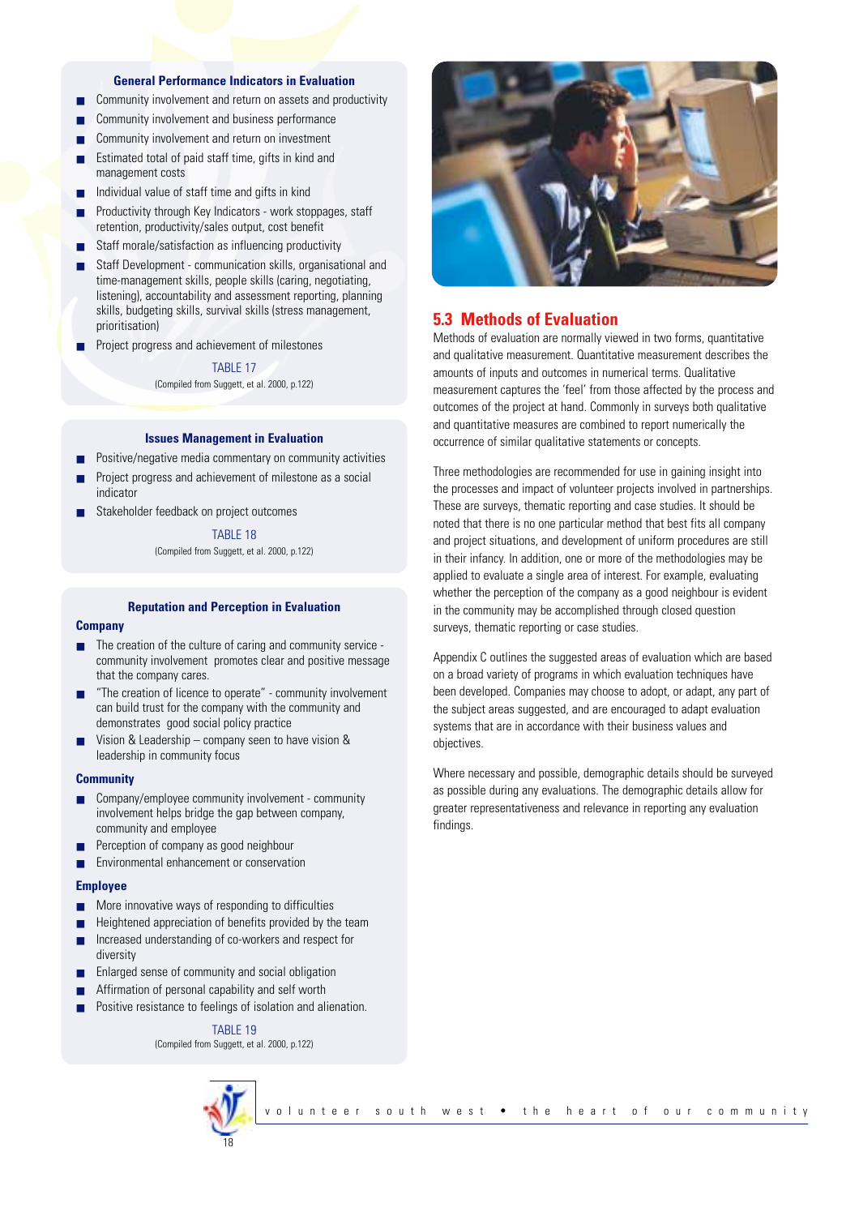### General Performance Indicators in Evaluation

- Community involvement and return on assets and productivity
- Community involvement and business performance
- Community involvement and return on investment
- Estimated total of paid staff time, gifts in kind and management costs
- Individual value of staff time and gifts in kind
- Productivity through Key Indicators - work stoppages, staff retention, productivity/sales output, cost benefit
- Staff morale/satisfaction as influencing productivity
- Staff Development - communication skills, organisational and time-management skills, people skills (caring, negotiating, listening), accountability and assessment reporting, planning skills, budgeting skills, survival skills (stress management, prioritisation)
- Project progress and achievement of milestones

TABLE 17
(Compiled from Suggett, et al. 2000, p.122)

### Issues Management in Evaluation

- Positive/negative media commentary on community activities
- Project progress and achievement of milestone as a social indicator
- Stakeholder feedback on project outcomes

TABLE 18
(Compiled from Suggett, et al. 2000, p.122)

### Reputation and Perception in Evaluation

**Company**

- The creation of the culture of caring and community service - community involvement promotes clear and positive message that the company cares.
- "The creation of licence to operate" - community involvement can build trust for the company with the community and demonstrates good social policy practice
- Vision & Leadership – company seen to have vision & leadership in community focus

**Community**

- Company/employee community involvement - community involvement helps bridge the gap between company, community and employee
- Perception of company as good neighbour
- Environmental enhancement or conservation

**Employee**

- More innovative ways of responding to difficulties
- Heightened appreciation of benefits provided by the team
- Increased understanding of co-workers and respect for diversity
- Enlarged sense of community and social obligation
- Affirmation of personal capability and self worth
- Positive resistance to feelings of isolation and alienation.

TABLE 19
(Compiled from Suggett, et al. 2000, p.122)

## 5.3 Methods of Evaluation

Methods of evaluation are normally viewed in two forms, quantitative and qualitative measurement. Quantitative measurement describes the amounts of inputs and outcomes in numerical terms. Qualitative measurement captures the 'feel' from those affected by the process and outcomes of the project at hand. Commonly in surveys both qualitative and quantitative measures are combined to report numerically the occurrence of similar qualitative statements or concepts.

Three methodologies are recommended for use in gaining insight into the processes and impact of volunteer projects involved in partnerships. These are surveys, thematic reporting and case studies. It should be noted that there is no one particular method that best fits all company and project situations, and development of uniform procedures are still in their infancy. In addition, one or more of the methodologies may be applied to evaluate a single area of interest. For example, evaluating whether the perception of the company as a good neighbour is evident in the community may be accomplished through closed question surveys, thematic reporting or case studies.

Appendix C outlines the suggested areas of evaluation which are based on a broad variety of programs in which evaluation techniques have been developed. Companies may choose to adopt, or adapt, any part of the subject areas suggested, and are encouraged to adapt evaluation systems that are in accordance with their business values and objectives.

Where necessary and possible, demographic details should be surveyed as possible during any evaluations. The demographic details allow for greater representativeness and relevance in reporting any evaluation findings.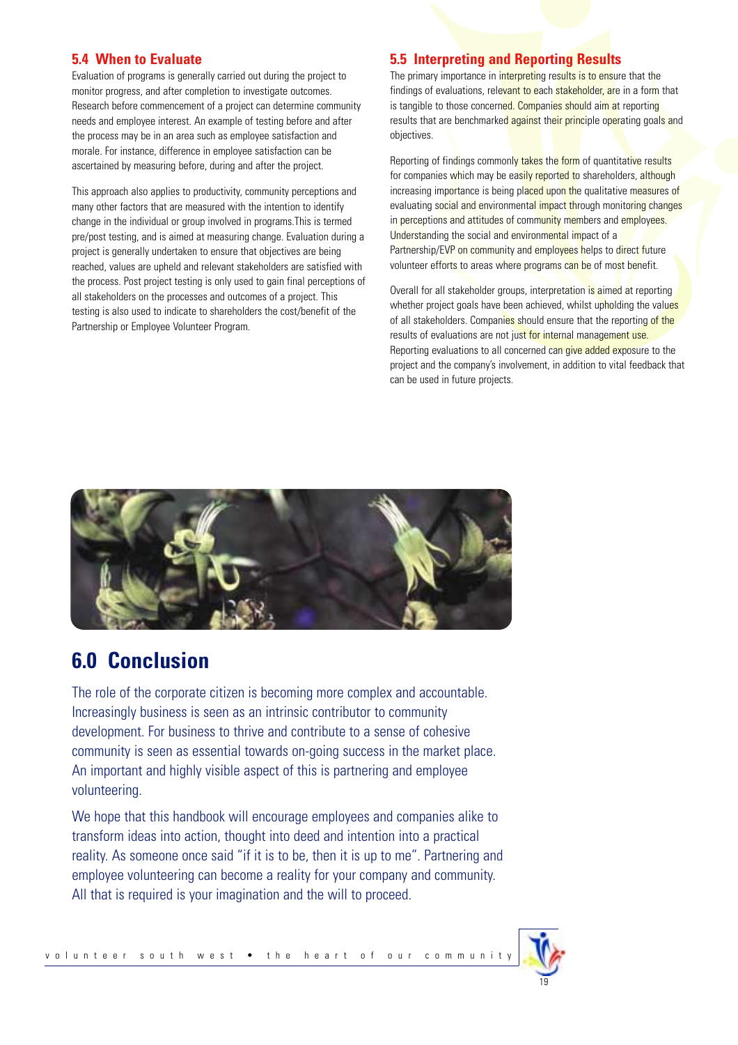## 5.4 When to Evaluate

Evaluation of programs is generally carried out during the project to monitor progress, and after completion to investigate outcomes. Research before commencement of a project can determine community needs and employee interest. An example of testing before and after the process may be in an area such as employee satisfaction and morale. For instance, difference in employee satisfaction can be ascertained by measuring before, during and after the project.

This approach also applies to productivity, community perceptions and many other factors that are measured with the intention to identify change in the individual or group involved in programs.This is termed pre/post testing, and is aimed at measuring change. Evaluation during a project is generally undertaken to ensure that objectives are being reached, values are upheld and relevant stakeholders are satisfied with the process. Post project testing is only used to gain final perceptions of all stakeholders on the processes and outcomes of a project. This testing is also used to indicate to shareholders the cost/benefit of the Partnership or Employee Volunteer Program.

## 5.5 Interpreting and Reporting Results

The primary importance in interpreting results is to ensure that the findings of evaluations, relevant to each stakeholder, are in a form that is tangible to those concerned. Companies should aim at reporting results that are benchmarked against their principle operating goals and objectives.

Reporting of findings commonly takes the form of quantitative results for companies which may be easily reported to shareholders, although increasing importance is being placed upon the qualitative measures of evaluating social and environmental impact through monitoring changes in perceptions and attitudes of community members and employees. Understanding the social and environmental impact of a Partnership/EVP on community and employees helps to direct future volunteer efforts to areas where programs can be of most benefit.

Overall for all stakeholder groups, interpretation is aimed at reporting whether project goals have been achieved, whilst upholding the values of all stakeholders. Companies should ensure that the reporting of the results of evaluations are not just for internal management use. Reporting evaluations to all concerned can give added exposure to the project and the company's involvement, in addition to vital feedback that can be used in future projects.

# 6.0 Conclusion

The role of the corporate citizen is becoming more complex and accountable. Increasingly business is seen as an intrinsic contributor to community development. For business to thrive and contribute to a sense of cohesive community is seen as essential towards on-going success in the market place. An important and highly visible aspect of this is partnering and employee volunteering.

We hope that this handbook will encourage employees and companies alike to transform ideas into action, thought into deed and intention into a practical reality. As someone once said "if it is to be, then it is up to me". Partnering and employee volunteering can become a reality for your company and community. All that is required is your imagination and the will to proceed.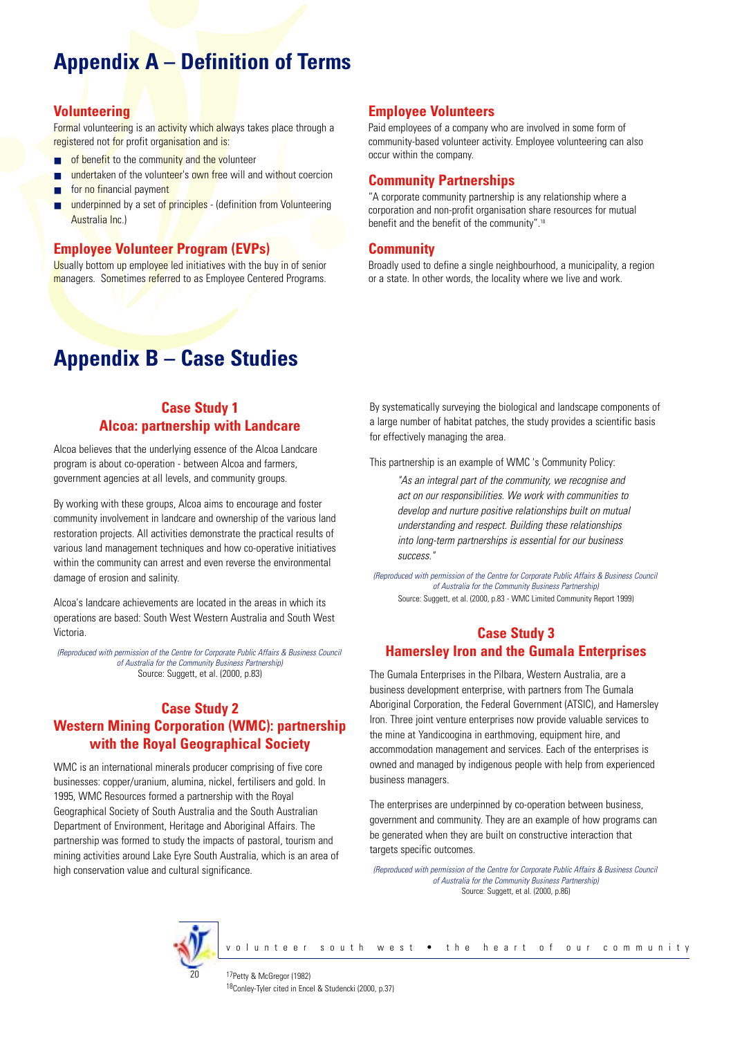# Appendix A – Definition of Terms

## Volunteering

Formal volunteering is an activity which always takes place through a registered not for profit organisation and is:

- of benefit to the community and the volunteer
- undertaken of the volunteer's own free will and without coercion
- for no financial payment
- underpinned by a set of principles - (definition from Volunteering Australia Inc.)

## Employee Volunteer Program (EVPs)

Usually bottom up employee led initiatives with the buy in of senior managers. Sometimes referred to as Employee Centered Programs.

## Employee Volunteers

Paid employees of a company who are involved in some form of community-based volunteer activity. Employee volunteering can also occur within the company.

## Community Partnerships

"A corporate community partnership is any relationship where a corporation and non-profit organisation share resources for mutual benefit and the benefit of the community".[18]

## Community

Broadly used to define a single neighbourhood, a municipality, a region or a state. In other words, the locality where we live and work.

# Appendix B – Case Studies

### Case Study 1
### Alcoa: partnership with Landcare

Alcoa believes that the underlying essence of the Alcoa Landcare program is about co-operation - between Alcoa and farmers, government agencies at all levels, and community groups.

By working with these groups, Alcoa aims to encourage and foster community involvement in landcare and ownership of the various land restoration projects. All activities demonstrate the practical results of various land management techniques and how co-operative initiatives within the community can arrest and even reverse the environmental damage of erosion and salinity.

Alcoa's landcare achievements are located in the areas in which its operations are based: South West Western Australia and South West Victoria.

*(Reproduced with permission of the Centre for Corporate Public Affairs & Business Council of Australia for the Community Business Partnership)*
Source: Suggett, et al. (2000, p.83)

### Case Study 2
### Western Mining Corporation (WMC): partnership with the Royal Geographical Society

WMC is an international minerals producer comprising of five core businesses: copper/uranium, alumina, nickel, fertilisers and gold. In 1995, WMC Resources formed a partnership with the Royal Geographical Society of South Australia and the South Australian Department of Environment, Heritage and Aboriginal Affairs. The partnership was formed to study the impacts of pastoral, tourism and mining activities around Lake Eyre South Australia, which is an area of high conservation value and cultural significance.

By systematically surveying the biological and landscape components of a large number of habitat patches, the study provides a scientific basis for effectively managing the area.

This partnership is an example of WMC 's Community Policy:

> *"As an integral part of the community, we recognise and act on our responsibilities. We work with communities to develop and nurture positive relationships built on mutual understanding and respect. Building these relationships into long-term partnerships is essential for our business success."*

*(Reproduced with permission of the Centre for Corporate Public Affairs & Business Council of Australia for the Community Business Partnership)*
Source: Suggett, et al. (2000, p.83 - WMC Limited Community Report 1999)

### Case Study 3
### Hamersley Iron and the Gumala Enterprises

The Gumala Enterprises in the Pilbara, Western Australia, are a business development enterprise, with partners from The Gumala Aboriginal Corporation, the Federal Government (ATSIC), and Hamersley Iron. Three joint venture enterprises now provide valuable services to the mine at Yandicoogina in earthmoving, equipment hire, and accommodation management and services. Each of the enterprises is owned and managed by indigenous people with help from experienced business managers.

The enterprises are underpinned by co-operation between business, government and community. They are an example of how programs can be generated when they are built on constructive interaction that targets specific outcomes.

*(Reproduced with permission of the Centre for Corporate Public Affairs & Business Council of Australia for the Community Business Partnership)*
Source: Suggett, et al. (2000, p.86)

---

[17] Petty & McGregor (1982)
[18] Conley-Tyler cited in Encel & Studencki (2000, p.37)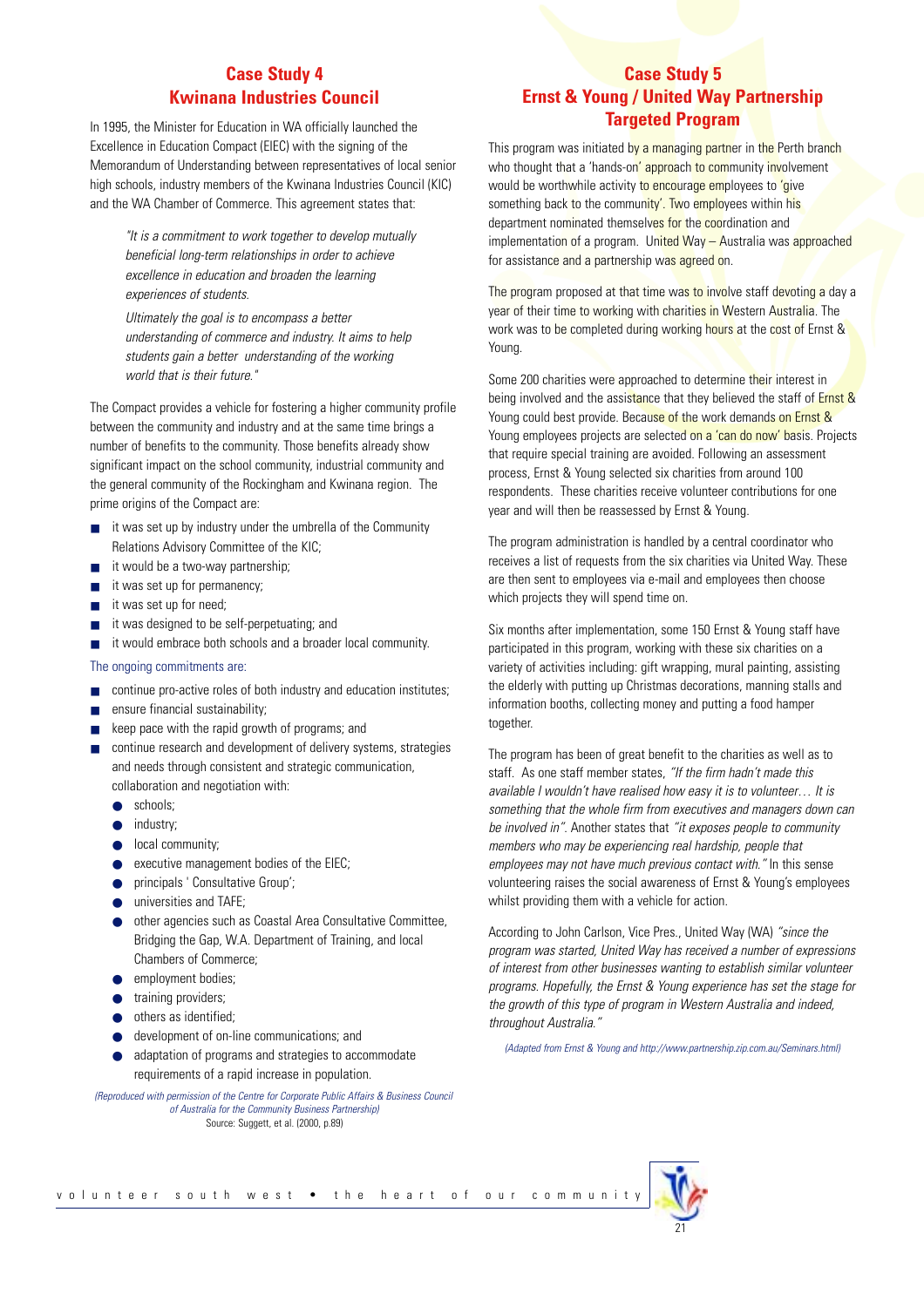## Case Study 4
## Kwinana Industries Council

In 1995, the Minister for Education in WA officially launched the Excellence in Education Compact (EIEC) with the signing of the Memorandum of Understanding between representatives of local senior high schools, industry members of the Kwinana Industries Council (KIC) and the WA Chamber of Commerce. This agreement states that:

> *"It is a commitment to work together to develop mutually beneficial long-term relationships in order to achieve excellence in education and broaden the learning experiences of students.*
>
> *Ultimately the goal is to encompass a better understanding of commerce and industry. It aims to help students gain a better understanding of the working world that is their future."*

The Compact provides a vehicle for fostering a higher community profile between the community and industry and at the same time brings a number of benefits to the community. Those benefits already show significant impact on the school community, industrial community and the general community of the Rockingham and Kwinana region. The prime origins of the Compact are:

- it was set up by industry under the umbrella of the Community Relations Advisory Committee of the KIC;
- it would be a two-way partnership;
- it was set up for permanency;
- it was set up for need;
- it was designed to be self-perpetuating; and
- it would embrace both schools and a broader local community.

The ongoing commitments are:

- continue pro-active roles of both industry and education institutes;
- ensure financial sustainability;
- keep pace with the rapid growth of programs; and
- continue research and development of delivery systems, strategies and needs through consistent and strategic communication, collaboration and negotiation with:
  - schools;
  - industry;
  - local community;
  - executive management bodies of the EIEC;
  - principals ' Consultative Group';
  - universities and TAFE;
  - other agencies such as Coastal Area Consultative Committee, Bridging the Gap, W.A. Department of Training, and local Chambers of Commerce;
  - employment bodies;
  - training providers;
  - others as identified;
  - development of on-line communications; and
  - adaptation of programs and strategies to accommodate requirements of a rapid increase in population.

*(Reproduced with permission of the Centre for Corporate Public Affairs & Business Council of Australia for the Community Business Partnership)*
Source: Suggett, et al. (2000, p.89)

## Case Study 5
## Ernst & Young / United Way Partnership Targeted Program

This program was initiated by a managing partner in the Perth branch who thought that a 'hands-on' approach to community involvement would be worthwhile activity to encourage employees to 'give something back to the community'. Two employees within his department nominated themselves for the coordination and implementation of a program. United Way – Australia was approached for assistance and a partnership was agreed on.

The program proposed at that time was to involve staff devoting a day a year of their time to working with charities in Western Australia. The work was to be completed during working hours at the cost of Ernst & Young.

Some 200 charities were approached to determine their interest in being involved and the assistance that they believed the staff of Ernst & Young could best provide. Because of the work demands on Ernst & Young employees projects are selected on a 'can do now' basis. Projects that require special training are avoided. Following an assessment process, Ernst & Young selected six charities from around 100 respondents. These charities receive volunteer contributions for one year and will then be reassessed by Ernst & Young.

The program administration is handled by a central coordinator who receives a list of requests from the six charities via United Way. These are then sent to employees via e-mail and employees then choose which projects they will spend time on.

Six months after implementation, some 150 Ernst & Young staff have participated in this program, working with these six charities on a variety of activities including: gift wrapping, mural painting, assisting the elderly with putting up Christmas decorations, manning stalls and information booths, collecting money and putting a food hamper together.

The program has been of great benefit to the charities as well as to staff. As one staff member states, *"If the firm hadn't made this available I wouldn't have realised how easy it is to volunteer… It is something that the whole firm from executives and managers down can be involved in"*. Another states that *"it exposes people to community members who may be experiencing real hardship, people that employees may not have much previous contact with."* In this sense volunteering raises the social awareness of Ernst & Young's employees whilst providing them with a vehicle for action.

According to John Carlson, Vice Pres., United Way (WA) *"since the program was started, United Way has received a number of expressions of interest from other businesses wanting to establish similar volunteer programs. Hopefully, the Ernst & Young experience has set the stage for the growth of this type of program in Western Australia and indeed, throughout Australia."*

*(Adapted from Ernst & Young and http://www.partnership.zip.com.au/Seminars.html)*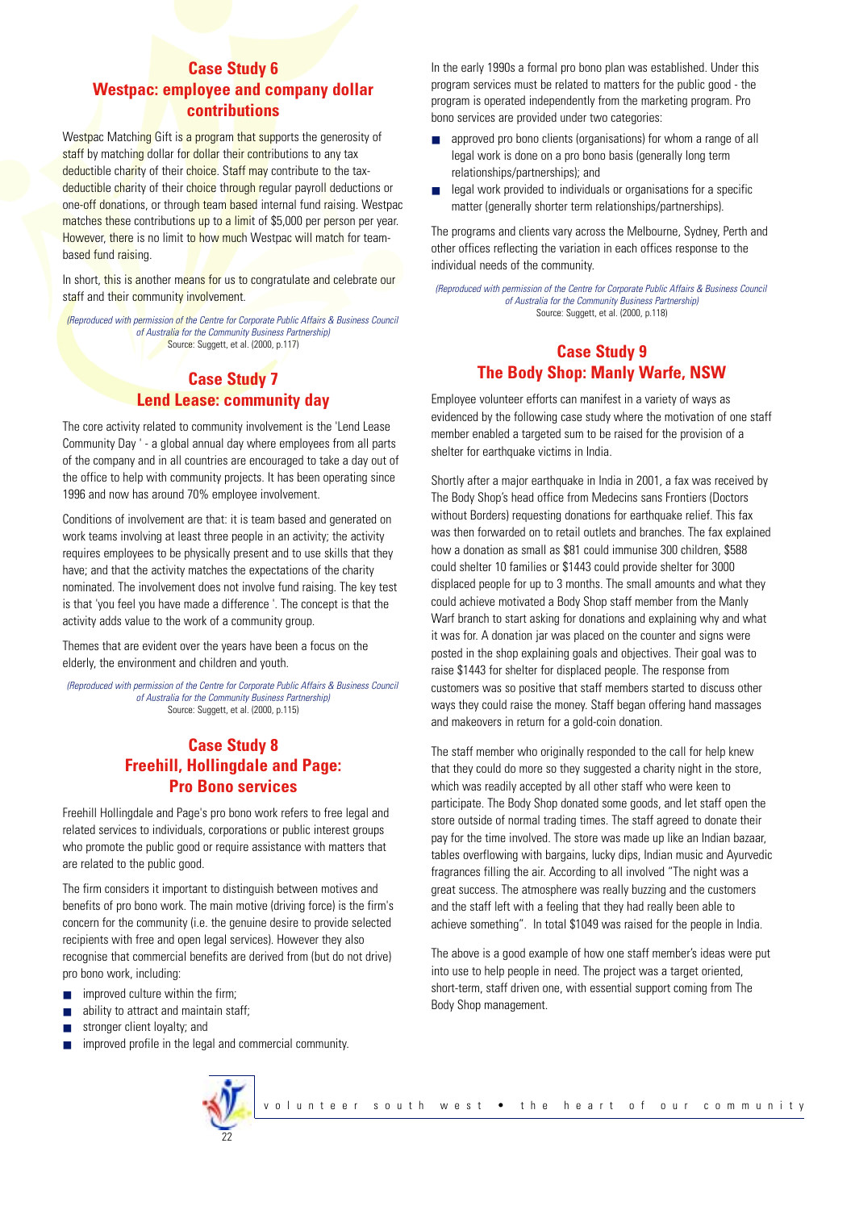## Case Study 6
## Westpac: employee and company dollar contributions

Westpac Matching Gift is a program that supports the generosity of staff by matching dollar for dollar their contributions to any tax deductible charity of their choice. Staff may contribute to the tax-deductible charity of their choice through regular payroll deductions or one-off donations, or through team based internal fund raising. Westpac matches these contributions up to a limit of $5,000 per person per year. However, there is no limit to how much Westpac will match for team-based fund raising.

In short, this is another means for us to congratulate and celebrate our staff and their community involvement.

*(Reproduced with permission of the Centre for Corporate Public Affairs & Business Council of Australia for the Community Business Partnership)*
Source: Suggett, et al. (2000, p.117)

## Case Study 7
## Lend Lease: community day

The core activity related to community involvement is the 'Lend Lease Community Day ' - a global annual day where employees from all parts of the company and in all countries are encouraged to take a day out of the office to help with community projects. It has been operating since 1996 and now has around 70% employee involvement.

Conditions of involvement are that: it is team based and generated on work teams involving at least three people in an activity; the activity requires employees to be physically present and to use skills that they have; and that the activity matches the expectations of the charity nominated. The involvement does not involve fund raising. The key test is that 'you feel you have made a difference '. The concept is that the activity adds value to the work of a community group.

Themes that are evident over the years have been a focus on the elderly, the environment and children and youth.

*(Reproduced with permission of the Centre for Corporate Public Affairs & Business Council of Australia for the Community Business Partnership)*
Source: Suggett, et al. (2000, p.115)

## Case Study 8
## Freehill, Hollingdale and Page: Pro Bono services

Freehill Hollingdale and Page's pro bono work refers to free legal and related services to individuals, corporations or public interest groups who promote the public good or require assistance with matters that are related to the public good.

The firm considers it important to distinguish between motives and benefits of pro bono work. The main motive (driving force) is the firm's concern for the community (i.e. the genuine desire to provide selected recipients with free and open legal services). However they also recognise that commercial benefits are derived from (but do not drive) pro bono work, including:

- improved culture within the firm;
- ability to attract and maintain staff;
- stronger client loyalty; and
- improved profile in the legal and commercial community.

In the early 1990s a formal pro bono plan was established. Under this program services must be related to matters for the public good - the program is operated independently from the marketing program. Pro bono services are provided under two categories:

- approved pro bono clients (organisations) for whom a range of all legal work is done on a pro bono basis (generally long term relationships/partnerships); and
- legal work provided to individuals or organisations for a specific matter (generally shorter term relationships/partnerships).

The programs and clients vary across the Melbourne, Sydney, Perth and other offices reflecting the variation in each offices response to the individual needs of the community.

*(Reproduced with permission of the Centre for Corporate Public Affairs & Business Council of Australia for the Community Business Partnership)*
Source: Suggett, et al. (2000, p.118)

## Case Study 9
## The Body Shop: Manly Warfe, NSW

Employee volunteer efforts can manifest in a variety of ways as evidenced by the following case study where the motivation of one staff member enabled a targeted sum to be raised for the provision of a shelter for earthquake victims in India.

Shortly after a major earthquake in India in 2001, a fax was received by The Body Shop's head office from Medecins sans Frontiers (Doctors without Borders) requesting donations for earthquake relief. This fax was then forwarded on to retail outlets and branches. The fax explained how a donation as small as $81 could immunise 300 children, $588 could shelter 10 families or $1443 could provide shelter for 3000 displaced people for up to 3 months. The small amounts and what they could achieve motivated a Body Shop staff member from the Manly Warf branch to start asking for donations and explaining why and what it was for. A donation jar was placed on the counter and signs were posted in the shop explaining goals and objectives. Their goal was to raise $1443 for shelter for displaced people. The response from customers was so positive that staff members started to discuss other ways they could raise the money. Staff began offering hand massages and makeovers in return for a gold-coin donation.

The staff member who originally responded to the call for help knew that they could do more so they suggested a charity night in the store, which was readily accepted by all other staff who were keen to participate. The Body Shop donated some goods, and let staff open the store outside of normal trading times. The staff agreed to donate their pay for the time involved. The store was made up like an Indian bazaar, tables overflowing with bargains, lucky dips, Indian music and Ayurvedic fragrances filling the air. According to all involved "The night was a great success. The atmosphere was really buzzing and the customers and the staff left with a feeling that they had really been able to achieve something". In total $1049 was raised for the people in India.

The above is a good example of how one staff member's ideas were put into use to help people in need. The project was a target oriented, short-term, staff driven one, with essential support coming from The Body Shop management.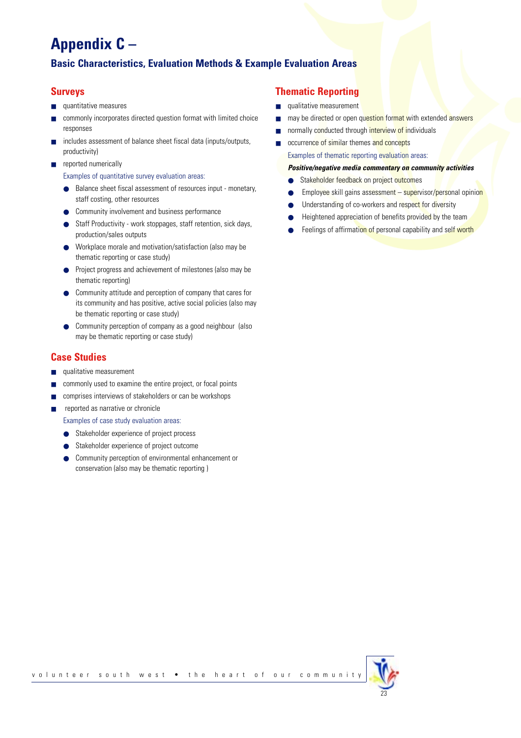# Appendix C –

## Basic Characteristics, Evaluation Methods & Example Evaluation Areas

### Surveys

- quantitative measures
- commonly incorporates directed question format with limited choice responses
- includes assessment of balance sheet fiscal data (inputs/outputs, productivity)
- reported numerically

Examples of quantitative survey evaluation areas:

- Balance sheet fiscal assessment of resources input - monetary, staff costing, other resources
- Community involvement and business performance
- Staff Productivity - work stoppages, staff retention, sick days, production/sales outputs
- Workplace morale and motivation/satisfaction (also may be thematic reporting or case study)
- Project progress and achievement of milestones (also may be thematic reporting)
- Community attitude and perception of company that cares for its community and has positive, active social policies (also may be thematic reporting or case study)
- Community perception of company as a good neighbour (also may be thematic reporting or case study)

### Case Studies

- qualitative measurement
- commonly used to examine the entire project, or focal points
- comprises interviews of stakeholders or can be workshops
- reported as narrative or chronicle

Examples of case study evaluation areas:

- Stakeholder experience of project process
- Stakeholder experience of project outcome
- Community perception of environmental enhancement or conservation (also may be thematic reporting )

### Thematic Reporting

- qualitative measurement
- may be directed or open question format with extended answers
- normally conducted through interview of individuals
- occurrence of similar themes and concepts

Examples of thematic reporting evaluation areas:

***Positive/negative media commentary on community activities***

- Stakeholder feedback on project outcomes
- Employee skill gains assessment – supervisor/personal opinion
- Understanding of co-workers and respect for diversity
- Heightened appreciation of benefits provided by the team
- Feelings of affirmation of personal capability and self worth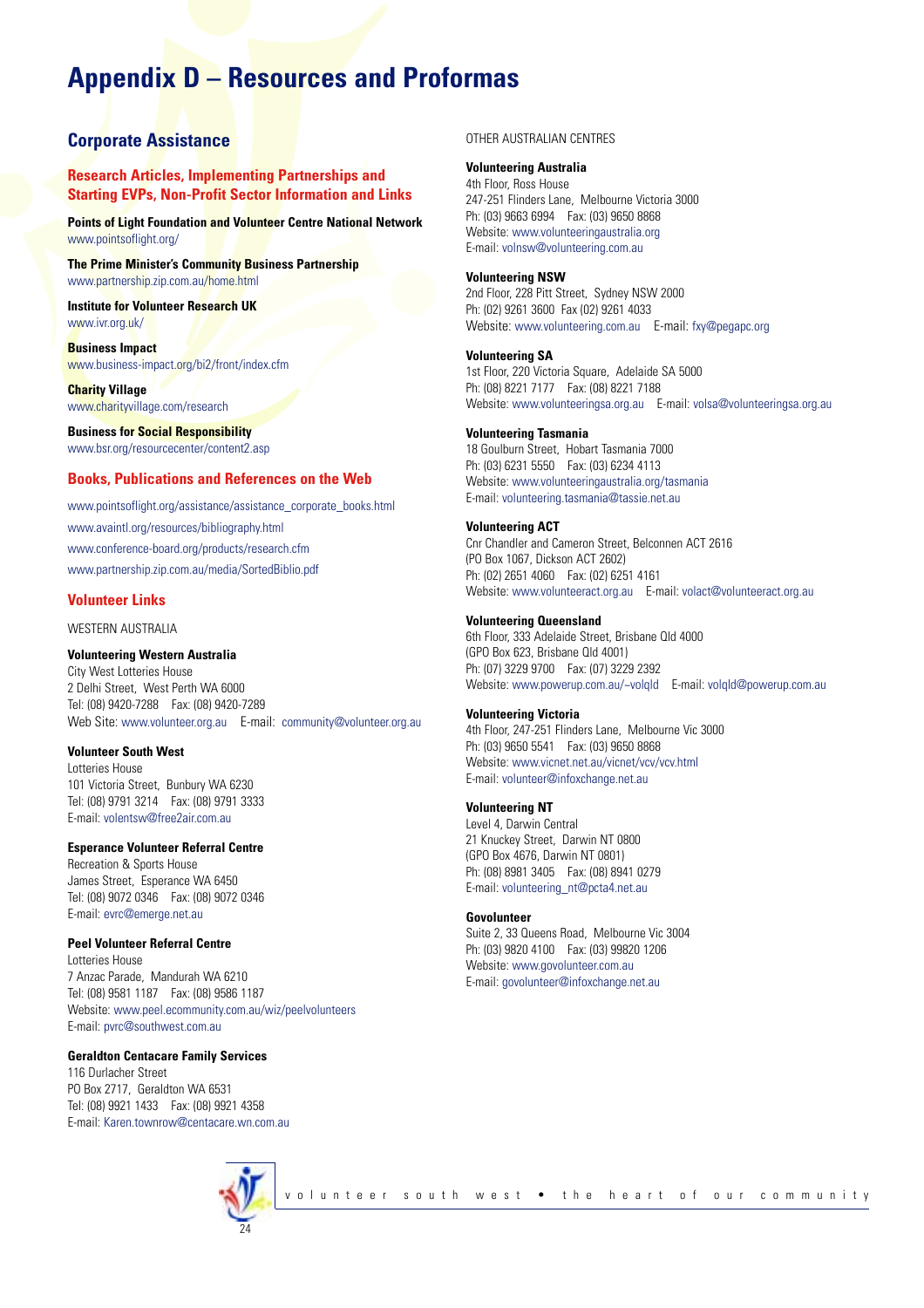# Appendix D – Resources and Proformas

## Corporate Assistance

### Research Articles, Implementing Partnerships and Starting EVPs, Non-Profit Sector Information and Links

**Points of Light Foundation and Volunteer Centre National Network**
www.pointsoflight.org/

**The Prime Minister's Community Business Partnership**
www.partnership.zip.com.au/home.html

**Institute for Volunteer Research UK**
www.ivr.org.uk/

**Business Impact**
www.business-impact.org/bi2/front/index.cfm

**Charity Village**
www.charityvillage.com/research

**Business for Social Responsibility**
www.bsr.org/resourcecenter/content2.asp

### Books, Publications and References on the Web

www.pointsoflight.org/assistance/assistance_corporate_books.html

www.avaintl.org/resources/bibliography.html

www.conference-board.org/products/research.cfm

www.partnership.zip.com.au/media/SortedBiblio.pdf

### Volunteer Links

WESTERN AUSTRALIA

**Volunteering Western Australia**
City West Lotteries House
2 Delhi Street, West Perth WA 6000
Tel: (08) 9420-7288 Fax: (08) 9420-7289
Web Site: www.volunteer.org.au E-mail: community@volunteer.org.au

**Volunteer South West**
Lotteries House
101 Victoria Street, Bunbury WA 6230
Tel: (08) 9791 3214 Fax: (08) 9791 3333
E-mail: volentsw@free2air.com.au

**Esperance Volunteer Referral Centre**
Recreation & Sports House
James Street, Esperance WA 6450
Tel: (08) 9072 0346 Fax: (08) 9072 0346
E-mail: evrc@emerge.net.au

**Peel Volunteer Referral Centre**
Lotteries House
7 Anzac Parade, Mandurah WA 6210
Tel: (08) 9581 1187 Fax: (08) 9586 1187
Website: www.peel.ecommunity.com.au/wiz/peelvolunteers
E-mail: pvrc@southwest.com.au

**Geraldton Centacare Family Services**
116 Durlacher Street
PO Box 2717, Geraldton WA 6531
Tel: (08) 9921 1433 Fax: (08) 9921 4358
E-mail: Karen.townrow@centacare.wn.com.au

OTHER AUSTRALIAN CENTRES

**Volunteering Australia**
4th Floor, Ross House
247-251 Flinders Lane, Melbourne Victoria 3000
Ph: (03) 9663 6994 Fax: (03) 9650 8868
Website: www.volunteeringaustralia.org
E-mail: volnsw@volunteering.com.au

**Volunteering NSW**
2nd Floor, 228 Pitt Street, Sydney NSW 2000
Ph: (02) 9261 3600 Fax (02) 9261 4033
Website: www.volunteering.com.au E-mail: fxy@pegapc.org

**Volunteering SA**
1st Floor, 220 Victoria Square, Adelaide SA 5000
Ph: (08) 8221 7177 Fax: (08) 8221 7188
Website: www.volunteeringsa.org.au E-mail: volsa@volunteeringsa.org.au

**Volunteering Tasmania**
18 Goulburn Street, Hobart Tasmania 7000
Ph: (03) 6231 5550 Fax: (03) 6234 4113
Website: www.volunteeringaustralia.org/tasmania
E-mail: volunteering.tasmania@tassie.net.au

**Volunteering ACT**
Cnr Chandler and Cameron Street, Belconnen ACT 2616
(PO Box 1067, Dickson ACT 2602)
Ph: (02) 2651 4060 Fax: (02) 6251 4161
Website: www.volunteeract.org.au E-mail: volact@volunteeract.org.au

**Volunteering Queensland**
6th Floor, 333 Adelaide Street, Brisbane Qld 4000
(GPO Box 623, Brisbane Qld 4001)
Ph: (07) 3229 9700 Fax: (07) 3229 2392
Website: www.powerup.com.au/~volqld E-mail: volqld@powerup.com.au

**Volunteering Victoria**
4th Floor, 247-251 Flinders Lane, Melbourne Vic 3000
Ph: (03) 9650 5541 Fax: (03) 9650 8868
Website: www.vicnet.net.au/vicnet/vcv/vcv.html
E-mail: volunteer@infoxchange.net.au

**Volunteering NT**
Level 4, Darwin Central
21 Knuckey Street, Darwin NT 0800
(GPO Box 4676, Darwin NT 0801)
Ph: (08) 8981 3405 Fax: (08) 8941 0279
E-mail: volunteering_nt@pcta4.net.au

**Govolunteer**
Suite 2, 33 Queens Road, Melbourne Vic 3004
Ph: (03) 9820 4100 Fax: (03) 99820 1206
Website: www.govolunteer.com.au
E-mail: govolunteer@infoxchange.net.au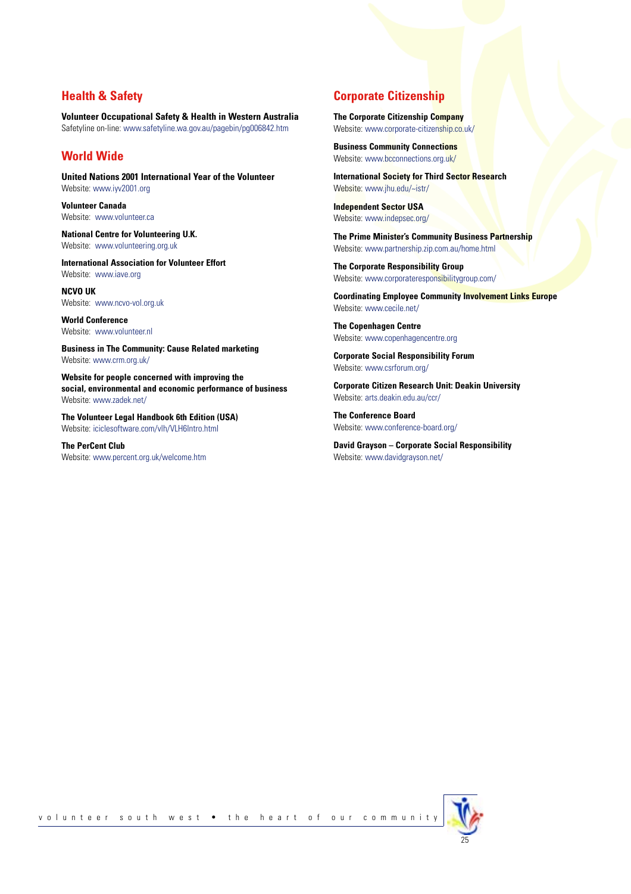## Health & Safety

**Volunteer Occupational Safety & Health in Western Australia**
Safetyline on-line: www.safetyline.wa.gov.au/pagebin/pg006842.htm

## World Wide

**United Nations 2001 International Year of the Volunteer**
Website: www.iyv2001.org

**Volunteer Canada**
Website: www.volunteer.ca

**National Centre for Volunteering U.K.**
Website: www.volunteering.org.uk

**International Association for Volunteer Effort**
Website: www.iave.org

**NCVO UK**
Website: www.ncvo-vol.org.uk

**World Conference**
Website: www.volunteer.nl

**Business in The Community: Cause Related marketing**
Website: www.crm.org.uk/

**Website for people concerned with improving the social, environmental and economic performance of business**
Website: www.zadek.net/

**The Volunteer Legal Handbook 6th Edition (USA)**
Website: iciclesoftware.com/vlh/VLH6Intro.html

**The PerCent Club**
Website: www.percent.org.uk/welcome.htm

## Corporate Citizenship

**The Corporate Citizenship Company**
Website: www.corporate-citizenship.co.uk/

**Business Community Connections**
Website: www.bcconnections.org.uk/

**International Society for Third Sector Research**
Website: www.jhu.edu/~istr/

**Independent Sector USA**
Website: www.indepsec.org/

**The Prime Minister's Community Business Partnership**
Website: www.partnership.zip.com.au/home.html

**The Corporate Responsibility Group**
Website: www.corporateresponsibilitygroup.com/

**Coordinating Employee Community Involvement Links Europe**
Website: www.cecile.net/

**The Copenhagen Centre**
Website: www.copenhagencentre.org

**Corporate Social Responsibility Forum**
Website: www.csrforum.org/

**Corporate Citizen Research Unit: Deakin University**
Website: arts.deakin.edu.au/ccr/

**The Conference Board**
Website: www.conference-board.org/

**David Grayson – Corporate Social Responsibility**
Website: www.davidgrayson.net/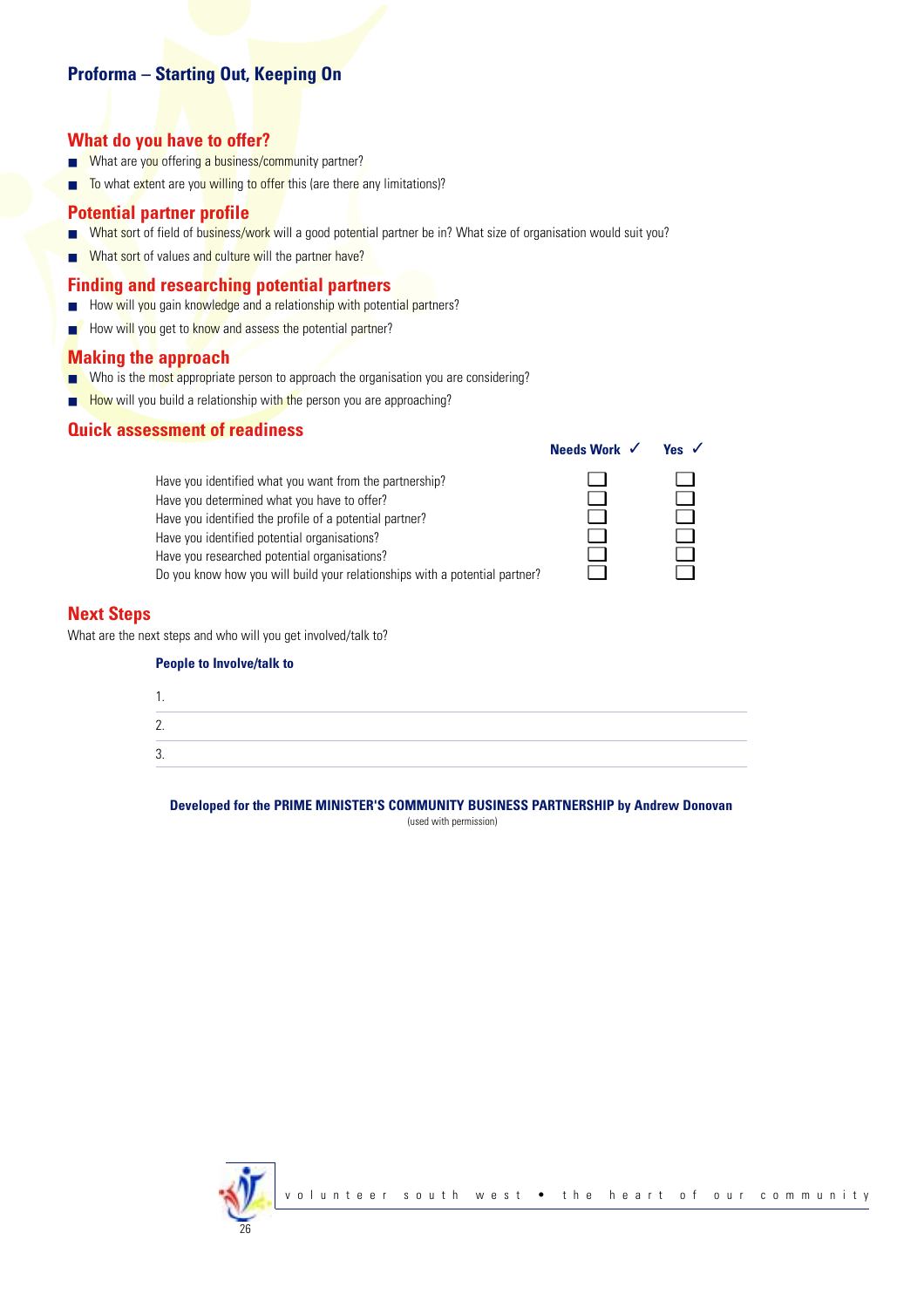# Proforma – Starting Out, Keeping On

## What do you have to offer?

- What are you offering a business/community partner?
- To what extent are you willing to offer this (are there any limitations)?

## Potential partner profile

- What sort of field of business/work will a good potential partner be in? What size of organisation would suit you?
- What sort of values and culture will the partner have?

## Finding and researching potential partners

- How will you gain knowledge and a relationship with potential partners?
- How will you get to know and assess the potential partner?

## Making the approach

- Who is the most appropriate person to approach the organisation you are considering?
- How will you build a relationship with the person you are approaching?

## Quick assessment of readiness

| | Needs Work ✓ | Yes ✓ |
|---|---|---|
| Have you identified what you want from the partnership? | ☐ | ☐ |
| Have you determined what you have to offer? | ☐ | ☐ |
| Have you identified the profile of a potential partner? | ☐ | ☐ |
| Have you identified potential organisations? | ☐ | ☐ |
| Have you researched potential organisations? | ☐ | ☐ |
| Do you know how you will build your relationships with a potential partner? | ☐ | ☐ |

## Next Steps

What are the next steps and who will you get involved/talk to?

**People to Involve/talk to**

1.
2.
3.

**Developed for the PRIME MINISTER'S COMMUNITY BUSINESS PARTNERSHIP by Andrew Donovan**
(used with permission)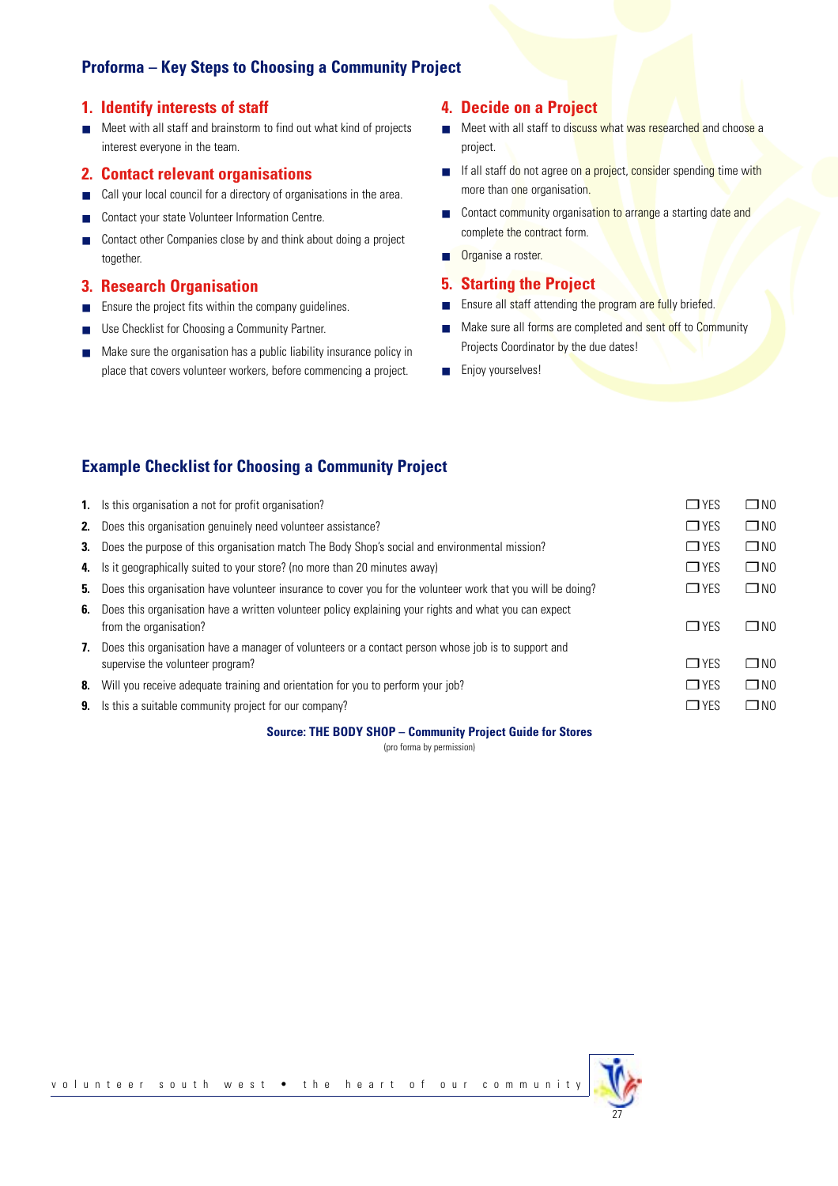## Proforma – Key Steps to Choosing a Community Project

### 1. Identify interests of staff

- Meet with all staff and brainstorm to find out what kind of projects interest everyone in the team.

### 2. Contact relevant organisations

- Call your local council for a directory of organisations in the area.
- Contact your state Volunteer Information Centre.
- Contact other Companies close by and think about doing a project together.

### 3. Research Organisation

- Ensure the project fits within the company guidelines.
- Use Checklist for Choosing a Community Partner.
- Make sure the organisation has a public liability insurance policy in place that covers volunteer workers, before commencing a project.

### 4. Decide on a Project

- Meet with all staff to discuss what was researched and choose a project.
- If all staff do not agree on a project, consider spending time with more than one organisation.
- Contact community organisation to arrange a starting date and complete the contract form.
- Organise a roster.

### 5. Starting the Project

- Ensure all staff attending the program are fully briefed.
- Make sure all forms are completed and sent off to Community Projects Coordinator by the due dates!
- Enjoy yourselves!

## Example Checklist for Choosing a Community Project

| | | | |
|---|---|---|---|
| **1.** | Is this organisation a not for profit organisation? | ❒ YES | ❒ NO |
| **2.** | Does this organisation genuinely need volunteer assistance? | ❒ YES | ❒ NO |
| **3.** | Does the purpose of this organisation match The Body Shop's social and environmental mission? | ❒ YES | ❒ NO |
| **4.** | Is it geographically suited to your store? (no more than 20 minutes away) | ❒ YES | ❒ NO |
| **5.** | Does this organisation have volunteer insurance to cover you for the volunteer work that you will be doing? | ❒ YES | ❒ NO |
| **6.** | Does this organisation have a written volunteer policy explaining your rights and what you can expect from the organisation? | ❒ YES | ❒ NO |
| **7.** | Does this organisation have a manager of volunteers or a contact person whose job is to support and supervise the volunteer program? | ❒ YES | ❒ NO |
| **8.** | Will you receive adequate training and orientation for you to perform your job? | ❒ YES | ❒ NO |
| **9.** | Is this a suitable community project for our company? | ❒ YES | ❒ NO |

**Source: THE BODY SHOP – Community Project Guide for Stores**
(pro forma by permission)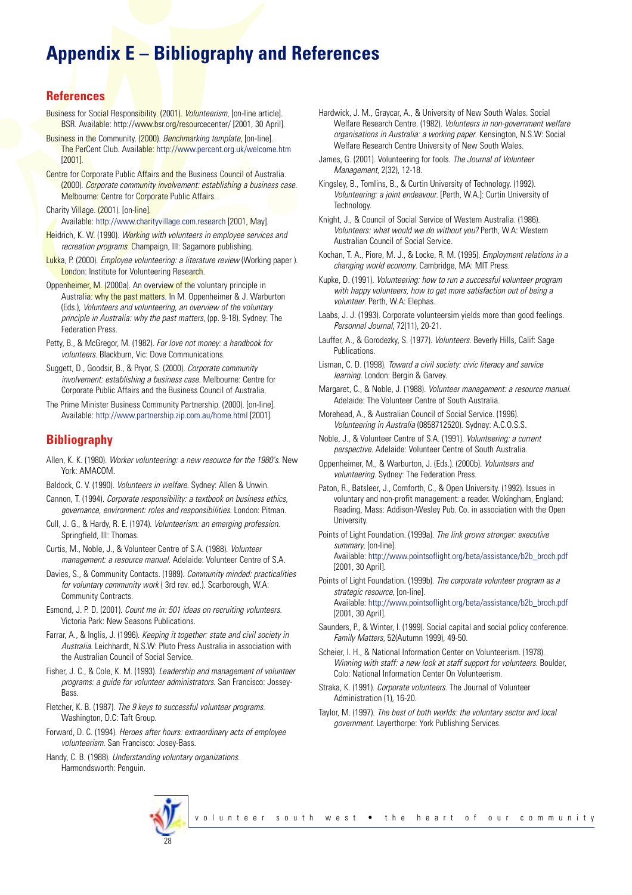# Appendix E – Bibliography and References

## References

Business for Social Responsibility. (2001). *Volunteerism*, [on-line article]. BSR. Available: http://www.bsr.org/resourcecenter/ [2001, 30 April].

Business in the Community. (2000). *Benchmarking template*, [on-line]. The PerCent Club. Available: http://www.percent.org.uk/welcome.htm [2001].

Centre for Corporate Public Affairs and the Business Council of Australia. (2000). *Corporate community involvement: establishing a business case*. Melbourne: Centre for Corporate Public Affairs.

Charity Village. (2001). [on-line]. Available: http://www.charityvillage.com.research [2001, May].

Heidrich, K. W. (1990). *Working with volunteers in employee services and recreation programs*. Champaign, Ill: Sagamore publishing.

Lukka, P. (2000). *Employee volunteering: a literature review* (Working paper ). London: Institute for Volunteering Research.

Oppenheimer, M. (2000a). An overview of the voluntary principle in Australia: why the past matters. In M. Oppenheimer & J. Warburton (Eds.), *Volunteers and volunteering, an overview of the voluntary principle in Australia: why the past matters*, (pp. 9-18). Sydney: The Federation Press.

Petty, B., & McGregor, M. (1982). *For love not money: a handbook for volunteers*. Blackburn, Vic: Dove Communications.

Suggett, D., Goodsir, B., & Pryor, S. (2000). *Corporate community involvement: establishing a business case*. Melbourne: Centre for Corporate Public Affairs and the Business Council of Australia.

The Prime Minister Business Community Partnership. (2000). [on-line]. Available: http://www.partnership.zip.com.au/home.html [2001].

## Bibliography

Allen, K. K. (1980). *Worker volunteering: a new resource for the 1980's*. New York: AMACOM.

Baldock, C. V. (1990). *Volunteers in welfare*. Sydney: Allen & Unwin.

Cannon, T. (1994). *Corporate responsibility: a textbook on business ethics, governance, environment: roles and responsibilities*. London: Pitman.

Cull, J. G., & Hardy, R. E. (1974). *Volunteerism: an emerging profession*. Springfield, Ill: Thomas.

Curtis, M., Noble, J., & Volunteer Centre of S.A. (1988). *Volunteer management: a resource manual*. Adelaide: Volunteer Centre of S.A.

Davies, S., & Community Contacts. (1989). *Community minded: practicalities for voluntary community work* ( 3rd rev. ed.). Scarborough, W.A: Community Contracts.

Esmond, J. P. D. (2001). *Count me in: 501 ideas on recruiting volunteers*. Victoria Park: New Seasons Publications.

Farrar, A., & Inglis, J. (1996). *Keeping it together: state and civil society in Australia*. Leichhardt, N.S.W: Pluto Press Australia in association with the Australian Council of Social Service.

Fisher, J. C., & Cole, K. M. (1993). *Leadership and management of volunteer programs: a guide for volunteer administrators*. San Francisco: Jossey-Bass.

Fletcher, K. B. (1987). *The 9 keys to successful volunteer programs*. Washington, D.C: Taft Group.

Forward, D. C. (1994). *Heroes after hours: extraordinary acts of employee volunteerism*. San Francisco: Josey-Bass.

Handy, C. B. (1988). *Understanding voluntary organizations*. Harmondsworth: Penguin.

Hardwick, J. M., Graycar, A., & University of New South Wales. Social Welfare Research Centre. (1982). *Volunteers in non-government welfare organisations in Australia: a working paper*. Kensington, N.S.W: Social Welfare Research Centre University of New South Wales.

James, G. (2001). Volunteering for fools. *The Journal of Volunteer Management*, 2(32), 12-18.

Kingsley, B., Tomlins, B., & Curtin University of Technology. (1992). *Volunteering: a joint endeavour*. [Perth, W.A.]: Curtin University of Technology.

Knight, J., & Council of Social Service of Western Australia. (1986). *Volunteers: what would we do without you?* Perth, W.A: Western Australian Council of Social Service.

Kochan, T. A., Piore, M. J., & Locke, R. M. (1995). *Employment relations in a changing world economy*. Cambridge, MA: MIT Press.

Kupke, D. (1991). *Volunteering: how to run a successful volunteer program with happy volunteers, how to get more satisfaction out of being a volunteer*. Perth, W.A: Elephas.

Laabs, J. J. (1993). Corporate volunteersim yields more than good feelings. *Personnel Journal*, 72(11), 20-21.

Lauffer, A., & Gorodezky, S. (1977). *Volunteers*. Beverly Hills, Calif: Sage Publications.

Lisman, C. D. (1998). *Toward a civil society: civic literacy and service learning*. London: Bergin & Garvey.

Margaret, C., & Noble, J. (1988). *Volunteer management: a resource manual*. Adelaide: The Volunteer Centre of South Australia.

Morehead, A., & Australian Council of Social Service. (1996). *Volunteering in Australia* (0858712520). Sydney: A.C.O.S.S.

Noble, J., & Volunteer Centre of S.A. (1991). *Volunteering: a current perspective*. Adelaide: Volunteer Centre of South Australia.

Oppenheimer, M., & Warburton, J. (Eds.). (2000b). *Volunteers and volunteering*. Sydney: The Federation Press.

Paton, R., Batsleer, J., Cornforth, C., & Open University. (1992). Issues in voluntary and non-profit management: a reader. Wokingham, England; Reading, Mass: Addison-Wesley Pub. Co. in association with the Open University.

Points of Light Foundation. (1999a). *The link grows stronger: executive summary*, [on-line]. Available: http://www.pointsoflight.org/beta/assistance/b2b_broch.pdf [2001, 30 April].

Points of Light Foundation. (1999b). *The corporate volunteer program as a strategic resource*, [on-line]. Available: http://www.pointsoflight.org/beta/assistance/b2b_broch.pdf [2001, 30 April].

Saunders, P., & Winter, I. (1999). Social capital and social policy conference. *Family Matters*, 52(Autumn 1999), 49-50.

Scheier, I. H., & National Information Center on Volunteerism. (1978). *Winning with staff: a new look at staff support for volunteers*. Boulder, Colo: National Information Center On Volunteerism.

Straka, K. (1991). *Corporate volunteers*. The Journal of Volunteer Administration (1), 16-20.

Taylor, M. (1997). *The best of both worlds: the voluntary sector and local government*. Layerthorpe: York Publishing Services.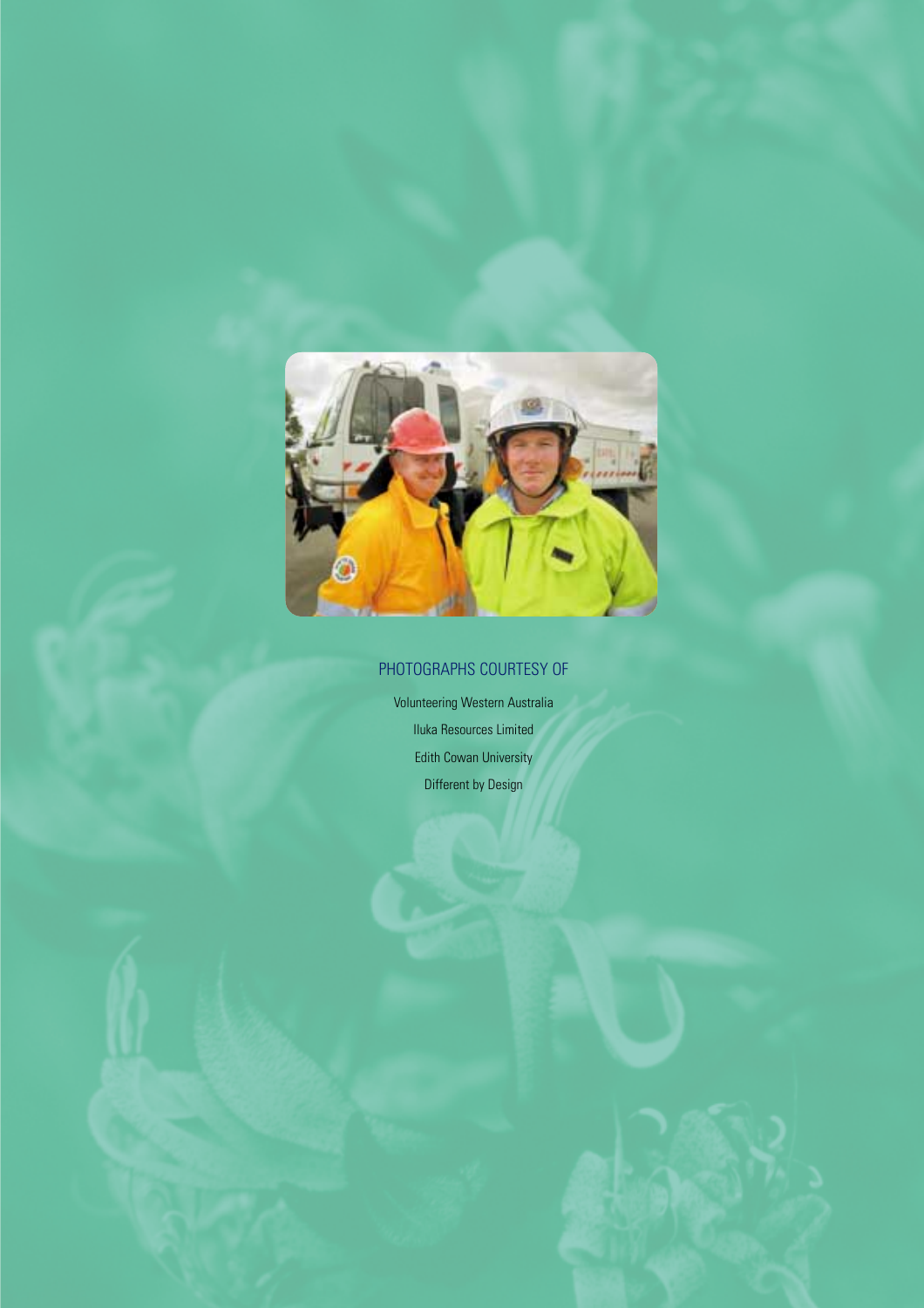## PHOTOGRAPHS COURTESY OF

Volunteering Western Australia

Iluka Resources Limited

Edith Cowan University

Different by Design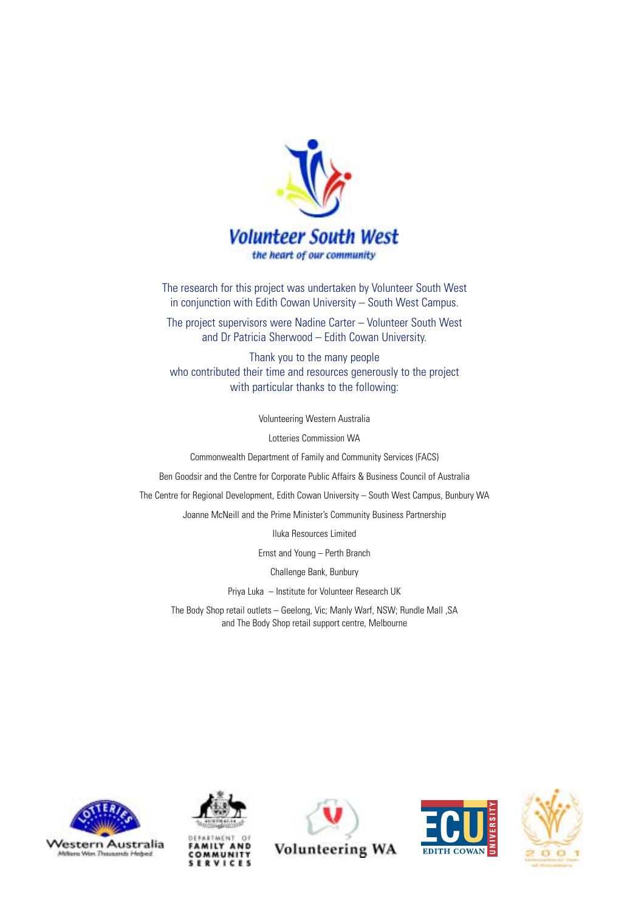Volunteer South West

*the heart of our community*

The research for this project was undertaken by Volunteer South West in conjunction with Edith Cowan University – South West Campus.

The project supervisors were Nadine Carter – Volunteer South West and Dr Patricia Sherwood – Edith Cowan University.

Thank you to the many people who contributed their time and resources generously to the project with particular thanks to the following:

Volunteering Western Australia

Lotteries Commission WA

Commonwealth Department of Family and Community Services (FACS)

Ben Goodsir and the Centre for Corporate Public Affairs & Business Council of Australia

The Centre for Regional Development, Edith Cowan University – South West Campus, Bunbury WA

Joanne McNeill and the Prime Minister's Community Business Partnership

Iluka Resources Limited

Ernst and Young – Perth Branch

Challenge Bank, Bunbury

Priya Luka – Institute for Volunteer Research UK

The Body Shop retail outlets – Geelong, Vic; Manly Warf, NSW; Rundle Mall ,SA
and The Body Shop retail support centre, Melbourne